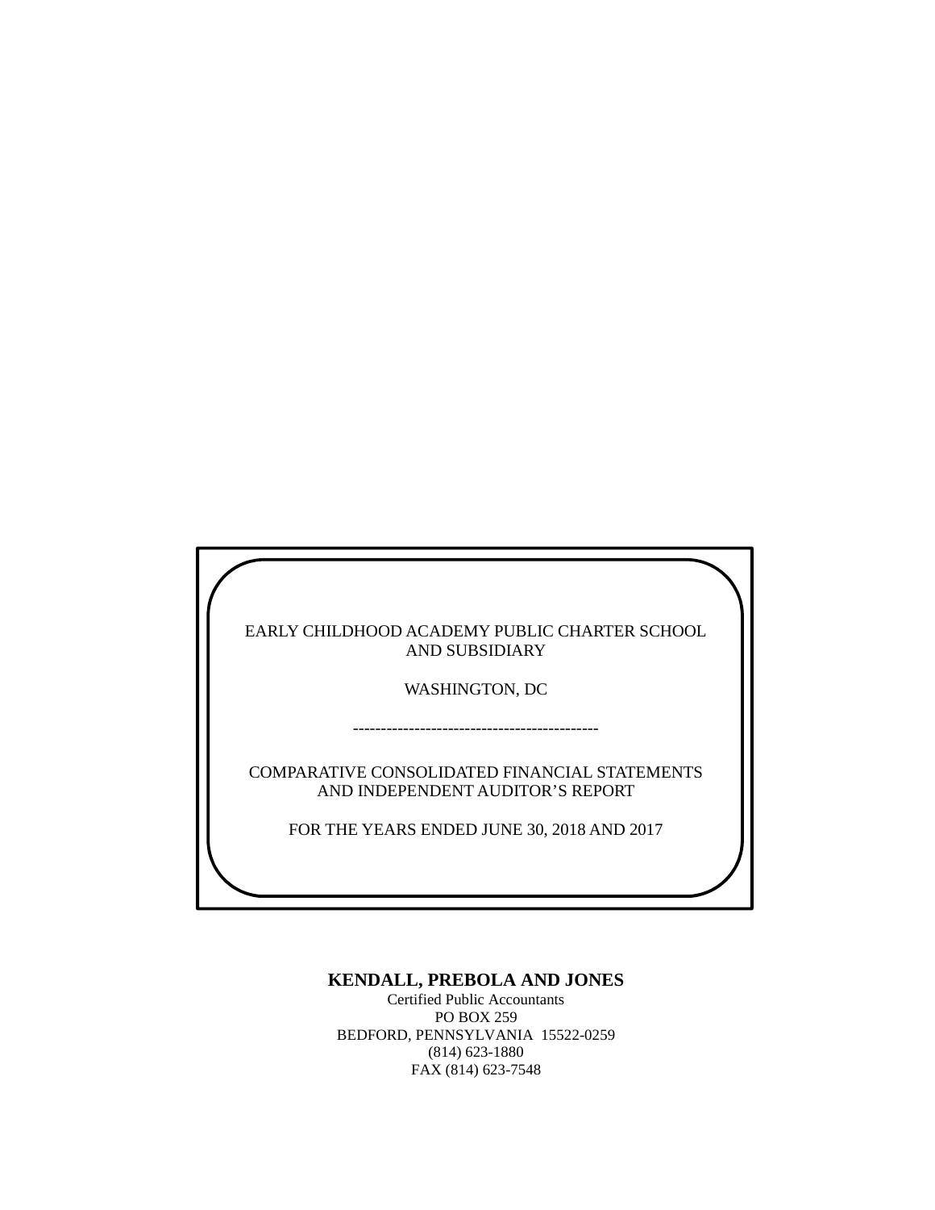EARLY CHILDHOOD ACADEMY PUBLIC CHARTER SCHOOL
AND SUBSIDIARY

WASHINGTON, DC

--------------------------------------------

COMPARATIVE CONSOLIDATED FINANCIAL STATEMENTS
AND INDEPENDENT AUDITOR'S REPORT

FOR THE YEARS ENDED JUNE 30, 2018 AND 2017

**KENDALL, PREBOLA AND JONES**

Certified Public Accountants
PO BOX 259
BEDFORD, PENNSYLVANIA 15522-0259
(814) 623-1880
FAX (814) 623-7548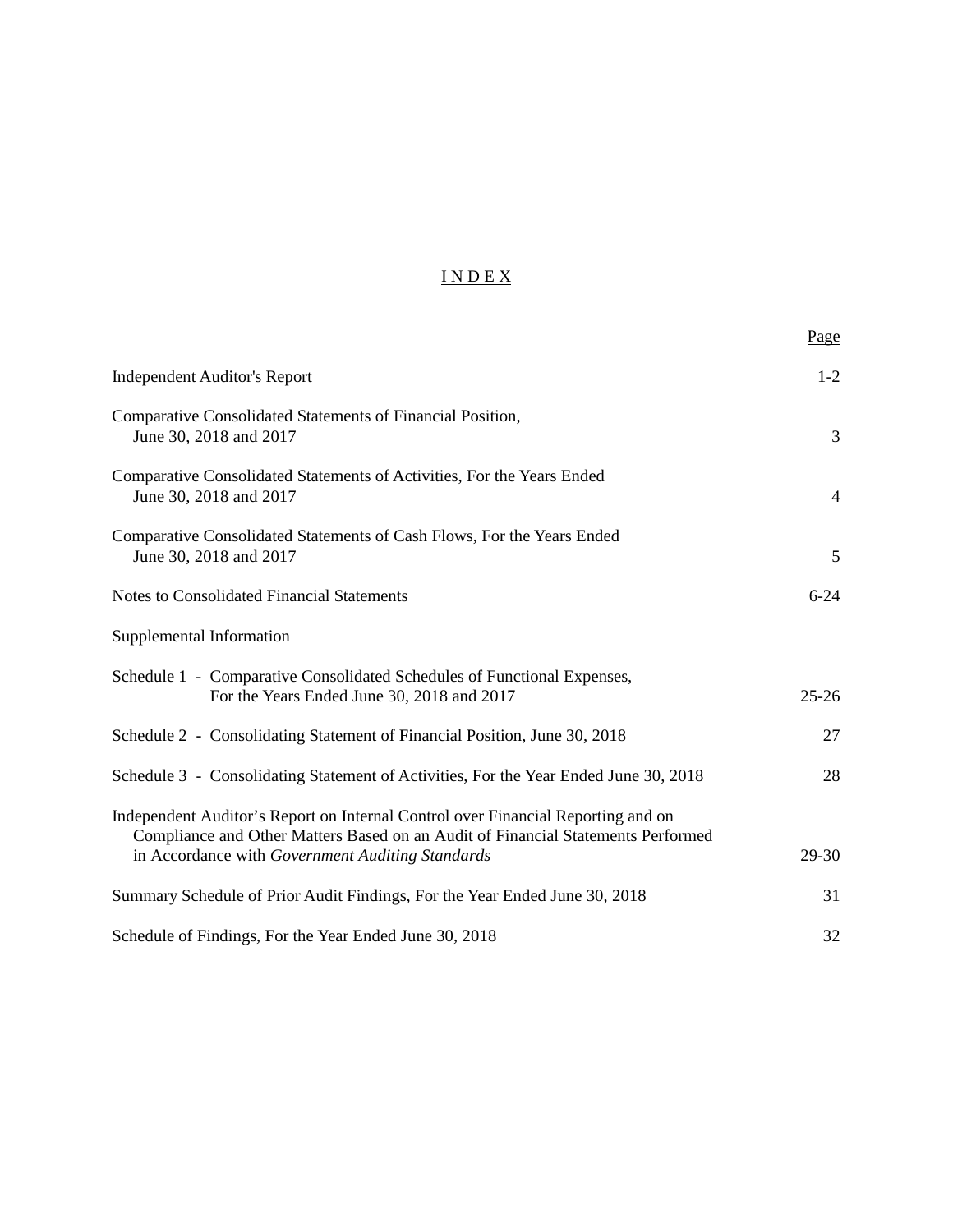# I N D E X

| | Page |
|---|---|
| Independent Auditor's Report | 1-2 |
| Comparative Consolidated Statements of Financial Position, June 30, 2018 and 2017 | 3 |
| Comparative Consolidated Statements of Activities, For the Years Ended June 30, 2018 and 2017 | 4 |
| Comparative Consolidated Statements of Cash Flows, For the Years Ended June 30, 2018 and 2017 | 5 |
| Notes to Consolidated Financial Statements | 6-24 |
| Supplemental Information | |
| Schedule 1 - Comparative Consolidated Schedules of Functional Expenses, For the Years Ended June 30, 2018 and 2017 | 25-26 |
| Schedule 2 - Consolidating Statement of Financial Position, June 30, 2018 | 27 |
| Schedule 3 - Consolidating Statement of Activities, For the Year Ended June 30, 2018 | 28 |
| Independent Auditor's Report on Internal Control over Financial Reporting and on Compliance and Other Matters Based on an Audit of Financial Statements Performed in Accordance with *Government Auditing Standards* | 29-30 |
| Summary Schedule of Prior Audit Findings, For the Year Ended June 30, 2018 | 31 |
| Schedule of Findings, For the Year Ended June 30, 2018 | 32 |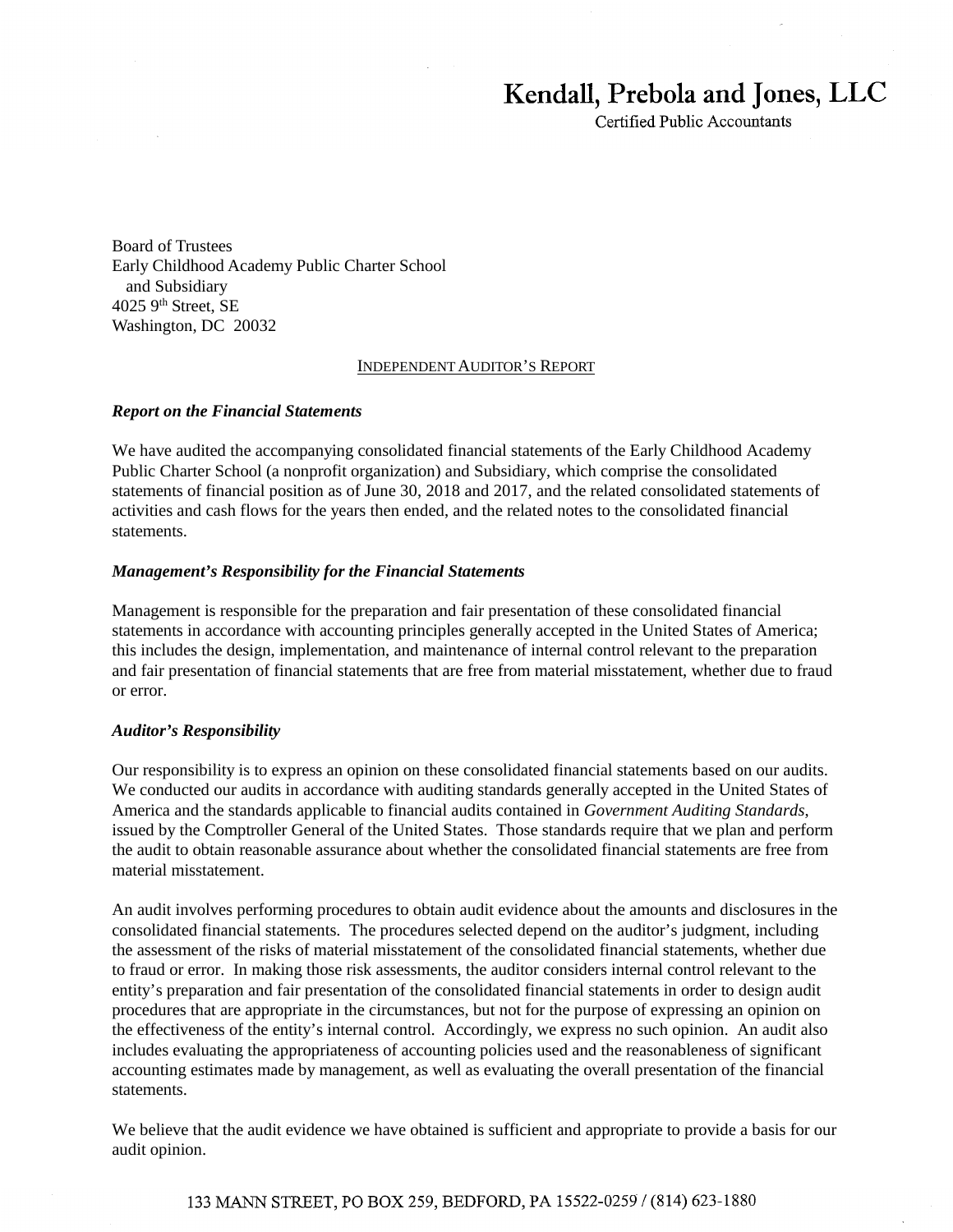# Kendall, Prebola and Jones, LLC

Certified Public Accountants

Board of Trustees
Early Childhood Academy Public Charter School
and Subsidiary
4025 9th Street, SE
Washington, DC 20032

INDEPENDENT AUDITOR'S REPORT

***Report on the Financial Statements***

We have audited the accompanying consolidated financial statements of the Early Childhood Academy Public Charter School (a nonprofit organization) and Subsidiary, which comprise the consolidated statements of financial position as of June 30, 2018 and 2017, and the related consolidated statements of activities and cash flows for the years then ended, and the related notes to the consolidated financial statements.

***Management's Responsibility for the Financial Statements***

Management is responsible for the preparation and fair presentation of these consolidated financial statements in accordance with accounting principles generally accepted in the United States of America; this includes the design, implementation, and maintenance of internal control relevant to the preparation and fair presentation of financial statements that are free from material misstatement, whether due to fraud or error.

***Auditor's Responsibility***

Our responsibility is to express an opinion on these consolidated financial statements based on our audits. We conducted our audits in accordance with auditing standards generally accepted in the United States of America and the standards applicable to financial audits contained in *Government Auditing Standards*, issued by the Comptroller General of the United States. Those standards require that we plan and perform the audit to obtain reasonable assurance about whether the consolidated financial statements are free from material misstatement.

An audit involves performing procedures to obtain audit evidence about the amounts and disclosures in the consolidated financial statements. The procedures selected depend on the auditor's judgment, including the assessment of the risks of material misstatement of the consolidated financial statements, whether due to fraud or error. In making those risk assessments, the auditor considers internal control relevant to the entity's preparation and fair presentation of the consolidated financial statements in order to design audit procedures that are appropriate in the circumstances, but not for the purpose of expressing an opinion on the effectiveness of the entity's internal control. Accordingly, we express no such opinion. An audit also includes evaluating the appropriateness of accounting policies used and the reasonableness of significant accounting estimates made by management, as well as evaluating the overall presentation of the financial statements.

We believe that the audit evidence we have obtained is sufficient and appropriate to provide a basis for our audit opinion.

133 MANN STREET, PO BOX 259, BEDFORD, PA 15522-0259 / (814) 623-1880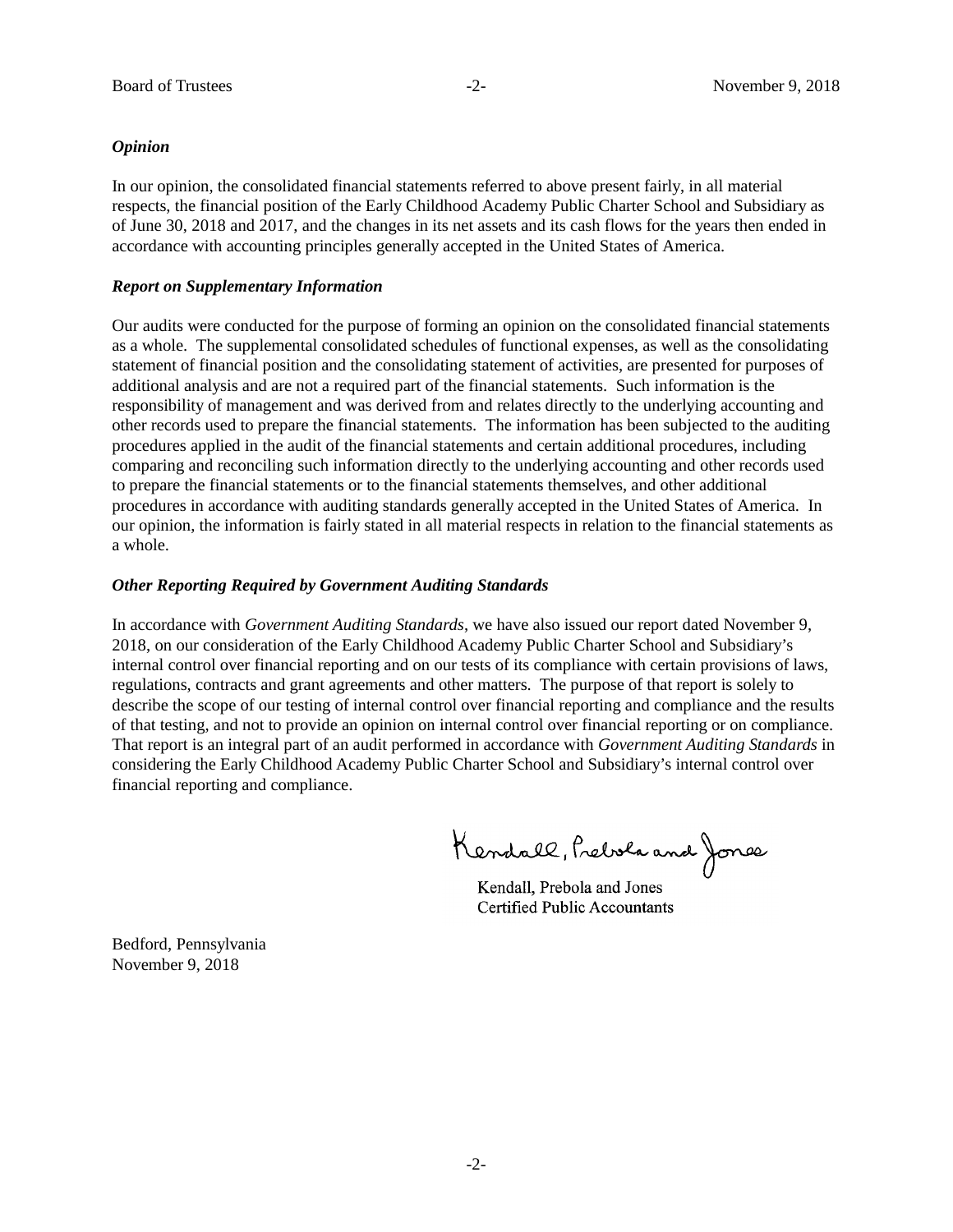### *Opinion*

In our opinion, the consolidated financial statements referred to above present fairly, in all material respects, the financial position of the Early Childhood Academy Public Charter School and Subsidiary as of June 30, 2018 and 2017, and the changes in its net assets and its cash flows for the years then ended in accordance with accounting principles generally accepted in the United States of America.

### *Report on Supplementary Information*

Our audits were conducted for the purpose of forming an opinion on the consolidated financial statements as a whole. The supplemental consolidated schedules of functional expenses, as well as the consolidating statement of financial position and the consolidating statement of activities, are presented for purposes of additional analysis and are not a required part of the financial statements. Such information is the responsibility of management and was derived from and relates directly to the underlying accounting and other records used to prepare the financial statements. The information has been subjected to the auditing procedures applied in the audit of the financial statements and certain additional procedures, including comparing and reconciling such information directly to the underlying accounting and other records used to prepare the financial statements or to the financial statements themselves, and other additional procedures in accordance with auditing standards generally accepted in the United States of America. In our opinion, the information is fairly stated in all material respects in relation to the financial statements as a whole.

### *Other Reporting Required by Government Auditing Standards*

In accordance with *Government Auditing Standards*, we have also issued our report dated November 9, 2018, on our consideration of the Early Childhood Academy Public Charter School and Subsidiary's internal control over financial reporting and on our tests of its compliance with certain provisions of laws, regulations, contracts and grant agreements and other matters. The purpose of that report is solely to describe the scope of our testing of internal control over financial reporting and compliance and the results of that testing, and not to provide an opinion on internal control over financial reporting or on compliance. That report is an integral part of an audit performed in accordance with *Government Auditing Standards* in considering the Early Childhood Academy Public Charter School and Subsidiary's internal control over financial reporting and compliance.

Kendall, Prebola and Jones

Kendall, Prebola and Jones
Certified Public Accountants

Bedford, Pennsylvania
November 9, 2018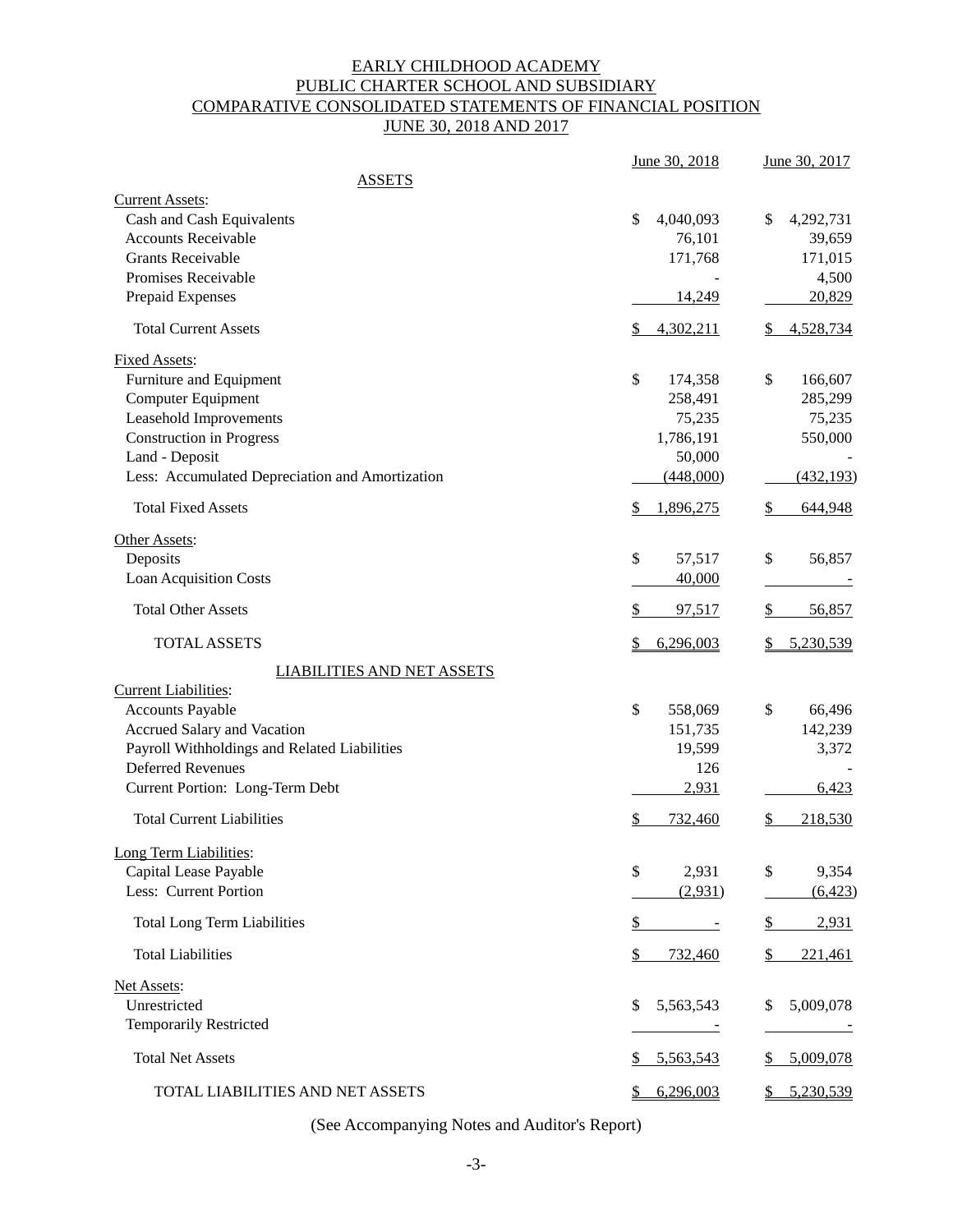# EARLY CHILDHOOD ACADEMY
# PUBLIC CHARTER SCHOOL AND SUBSIDIARY
## COMPARATIVE CONSOLIDATED STATEMENTS OF FINANCIAL POSITION
## JUNE 30, 2018 AND 2017

| | June 30, 2018 | June 30, 2017 |
|---|---|---|
| **ASSETS** | | |
| Current Assets: | | |
| Cash and Cash Equivalents | $ 4,040,093 | $ 4,292,731 |
| Accounts Receivable | 76,101 | 39,659 |
| Grants Receivable | 171,768 | 171,015 |
| Promises Receivable | - | 4,500 |
| Prepaid Expenses | 14,249 | 20,829 |
| Total Current Assets | $ 4,302,211 | $ 4,528,734 |
| Fixed Assets: | | |
| Furniture and Equipment | $ 174,358 | $ 166,607 |
| Computer Equipment | 258,491 | 285,299 |
| Leasehold Improvements | 75,235 | 75,235 |
| Construction in Progress | 1,786,191 | 550,000 |
| Land - Deposit | 50,000 | - |
| Less: Accumulated Depreciation and Amortization | (448,000) | (432,193) |
| Total Fixed Assets | $ 1,896,275 | $ 644,948 |
| Other Assets: | | |
| Deposits | $ 57,517 | $ 56,857 |
| Loan Acquisition Costs | 40,000 | - |
| Total Other Assets | $ 97,517 | $ 56,857 |
| TOTAL ASSETS | $ 6,296,003 | $ 5,230,539 |
| **LIABILITIES AND NET ASSETS** | | |
| Current Liabilities: | | |
| Accounts Payable | $ 558,069 | $ 66,496 |
| Accrued Salary and Vacation | 151,735 | 142,239 |
| Payroll Withholdings and Related Liabilities | 19,599 | 3,372 |
| Deferred Revenues | 126 | - |
| Current Portion: Long-Term Debt | 2,931 | 6,423 |
| Total Current Liabilities | $ 732,460 | $ 218,530 |
| Long Term Liabilities: | | |
| Capital Lease Payable | $ 2,931 | $ 9,354 |
| Less: Current Portion | (2,931) | (6,423) |
| Total Long Term Liabilities | $ - | $ 2,931 |
| Total Liabilities | $ 732,460 | $ 221,461 |
| Net Assets: | | |
| Unrestricted | $ 5,563,543 | $ 5,009,078 |
| Temporarily Restricted | - | - |
| Total Net Assets | $ 5,563,543 | $ 5,009,078 |
| TOTAL LIABILITIES AND NET ASSETS | $ 6,296,003 | $ 5,230,539 |

(See Accompanying Notes and Auditor's Report)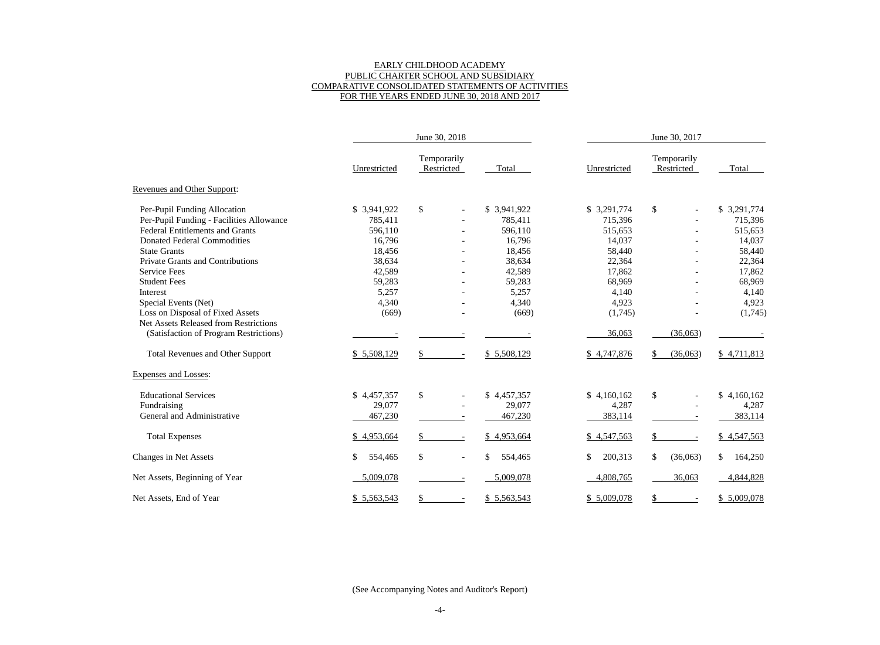# EARLY CHILDHOOD ACADEMY
## PUBLIC CHARTER SCHOOL AND SUBSIDIARY
## COMPARATIVE CONSOLIDATED STATEMENTS OF ACTIVITIES
## FOR THE YEARS ENDED JUNE 30, 2018 AND 2017

| | June 30, 2018 | | | June 30, 2017 | | |
|---|---|---|---|---|---|---|
| | Unrestricted | Temporarily Restricted | Total | Unrestricted | Temporarily Restricted | Total |
| **Revenues and Other Support:** | | | | | | |
| Per-Pupil Funding Allocation | $ 3,941,922 | $ - | $ 3,941,922 | $ 3,291,774 | $ - | $ 3,291,774 |
| Per-Pupil Funding - Facilities Allowance | 785,411 | - | 785,411 | 715,396 | - | 715,396 |
| Federal Entitlements and Grants | 596,110 | - | 596,110 | 515,653 | - | 515,653 |
| Donated Federal Commodities | 16,796 | - | 16,796 | 14,037 | - | 14,037 |
| State Grants | 18,456 | - | 18,456 | 58,440 | - | 58,440 |
| Private Grants and Contributions | 38,634 | - | 38,634 | 22,364 | - | 22,364 |
| Service Fees | 42,589 | - | 42,589 | 17,862 | - | 17,862 |
| Student Fees | 59,283 | - | 59,283 | 68,969 | - | 68,969 |
| Interest | 5,257 | - | 5,257 | 4,140 | - | 4,140 |
| Special Events (Net) | 4,340 | - | 4,340 | 4,923 | - | 4,923 |
| Loss on Disposal of Fixed Assets | (669) | - | (669) | (1,745) | - | (1,745) |
| Net Assets Released from Restrictions (Satisfaction of Program Restrictions) | - | - | - | 36,063 | (36,063) | - |
| Total Revenues and Other Support | $ 5,508,129 | $ - | $ 5,508,129 | $ 4,747,876 | $ (36,063) | $ 4,711,813 |
| **Expenses and Losses:** | | | | | | |
| Educational Services | $ 4,457,357 | $ - | $ 4,457,357 | $ 4,160,162 | $ - | $ 4,160,162 |
| Fundraising | 29,077 | - | 29,077 | 4,287 | - | 4,287 |
| General and Administrative | 467,230 | - | 467,230 | 383,114 | - | 383,114 |
| Total Expenses | $ 4,953,664 | $ - | $ 4,953,664 | $ 4,547,563 | $ - | $ 4,547,563 |
| Changes in Net Assets | $ 554,465 | $ - | $ 554,465 | $ 200,313 | $ (36,063) | $ 164,250 |
| Net Assets, Beginning of Year | 5,009,078 | - | 5,009,078 | 4,808,765 | 36,063 | 4,844,828 |
| Net Assets, End of Year | $ 5,563,543 | $ - | $ 5,563,543 | $ 5,009,078 | $ - | $ 5,009,078 |

(See Accompanying Notes and Auditor's Report)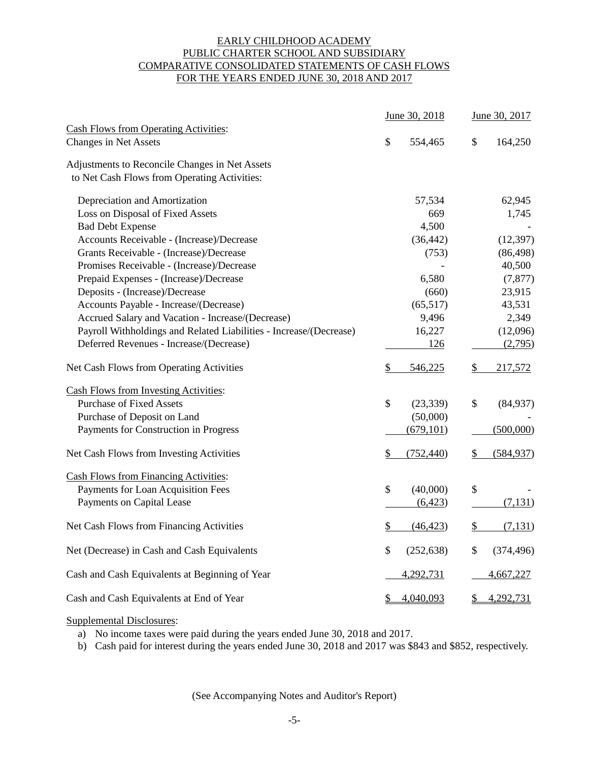# EARLY CHILDHOOD ACADEMY
# PUBLIC CHARTER SCHOOL AND SUBSIDIARY
# COMPARATIVE CONSOLIDATED STATEMENTS OF CASH FLOWS
# FOR THE YEARS ENDED JUNE 30, 2018 AND 2017

| | June 30, 2018 | June 30, 2017 |
|---|---|---|
| Cash Flows from Operating Activities: | | |
| Changes in Net Assets | $ 554,465 | $ 164,250 |
| Adjustments to Reconcile Changes in Net Assets to Net Cash Flows from Operating Activities: | | |
| Depreciation and Amortization | 57,534 | 62,945 |
| Loss on Disposal of Fixed Assets | 669 | 1,745 |
| Bad Debt Expense | 4,500 | - |
| Accounts Receivable - (Increase)/Decrease | (36,442) | (12,397) |
| Grants Receivable - (Increase)/Decrease | (753) | (86,498) |
| Promises Receivable - (Increase)/Decrease | - | 40,500 |
| Prepaid Expenses - (Increase)/Decrease | 6,580 | (7,877) |
| Deposits - (Increase)/Decrease | (660) | 23,915 |
| Accounts Payable - Increase/(Decrease) | (65,517) | 43,531 |
| Accrued Salary and Vacation - Increase/(Decrease) | 9,496 | 2,349 |
| Payroll Withholdings and Related Liabilities - Increase/(Decrease) | 16,227 | (12,096) |
| Deferred Revenues - Increase/(Decrease) | 126 | (2,795) |
| Net Cash Flows from Operating Activities | $ 546,225 | $ 217,572 |
| Cash Flows from Investing Activities: | | |
| Purchase of Fixed Assets | $ (23,339) | $ (84,937) |
| Purchase of Deposit on Land | (50,000) | - |
| Payments for Construction in Progress | (679,101) | (500,000) |
| Net Cash Flows from Investing Activities | $ (752,440) | $ (584,937) |
| Cash Flows from Financing Activities: | | |
| Payments for Loan Acquisition Fees | $ (40,000) | $ - |
| Payments on Capital Lease | (6,423) | (7,131) |
| Net Cash Flows from Financing Activities | $ (46,423) | $ (7,131) |
| Net (Decrease) in Cash and Cash Equivalents | $ (252,638) | $ (374,496) |
| Cash and Cash Equivalents at Beginning of Year | 4,292,731 | 4,667,227 |
| Cash and Cash Equivalents at End of Year | $ 4,040,093 | $ 4,292,731 |

Supplemental Disclosures:

a) No income taxes were paid during the years ended June 30, 2018 and 2017.
b) Cash paid for interest during the years ended June 30, 2018 and 2017 was $843 and $852, respectively.

(See Accompanying Notes and Auditor's Report)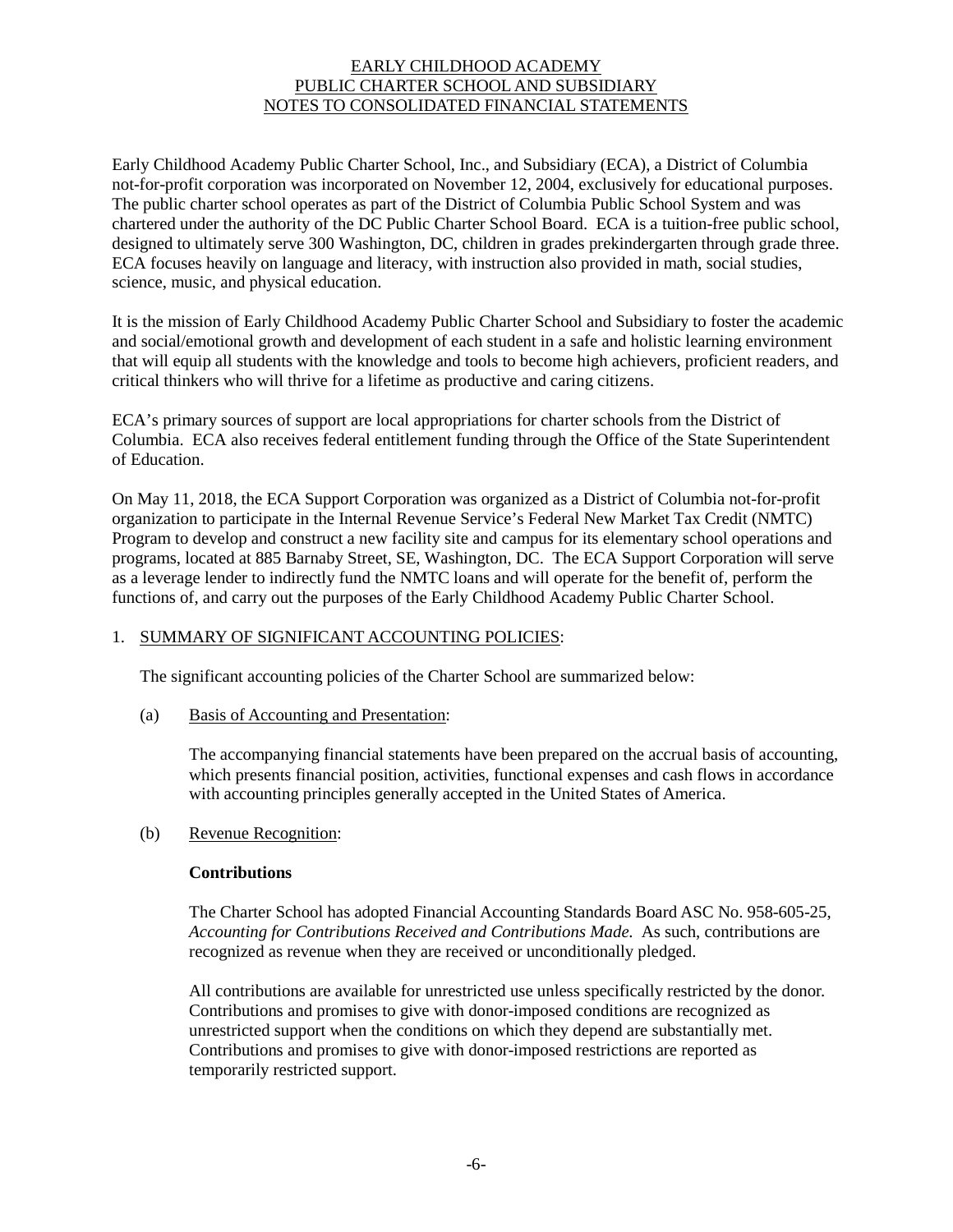# EARLY CHILDHOOD ACADEMY
# PUBLIC CHARTER SCHOOL AND SUBSIDIARY
# NOTES TO CONSOLIDATED FINANCIAL STATEMENTS

Early Childhood Academy Public Charter School, Inc., and Subsidiary (ECA), a District of Columbia not-for-profit corporation was incorporated on November 12, 2004, exclusively for educational purposes. The public charter school operates as part of the District of Columbia Public School System and was chartered under the authority of the DC Public Charter School Board. ECA is a tuition-free public school, designed to ultimately serve 300 Washington, DC, children in grades prekindergarten through grade three. ECA focuses heavily on language and literacy, with instruction also provided in math, social studies, science, music, and physical education.

It is the mission of Early Childhood Academy Public Charter School and Subsidiary to foster the academic and social/emotional growth and development of each student in a safe and holistic learning environment that will equip all students with the knowledge and tools to become high achievers, proficient readers, and critical thinkers who will thrive for a lifetime as productive and caring citizens.

ECA's primary sources of support are local appropriations for charter schools from the District of Columbia. ECA also receives federal entitlement funding through the Office of the State Superintendent of Education.

On May 11, 2018, the ECA Support Corporation was organized as a District of Columbia not-for-profit organization to participate in the Internal Revenue Service's Federal New Market Tax Credit (NMTC) Program to develop and construct a new facility site and campus for its elementary school operations and programs, located at 885 Barnaby Street, SE, Washington, DC. The ECA Support Corporation will serve as a leverage lender to indirectly fund the NMTC loans and will operate for the benefit of, perform the functions of, and carry out the purposes of the Early Childhood Academy Public Charter School.

## 1. SUMMARY OF SIGNIFICANT ACCOUNTING POLICIES:

The significant accounting policies of the Charter School are summarized below:

### (a) Basis of Accounting and Presentation:

The accompanying financial statements have been prepared on the accrual basis of accounting, which presents financial position, activities, functional expenses and cash flows in accordance with accounting principles generally accepted in the United States of America.

### (b) Revenue Recognition:

**Contributions**

The Charter School has adopted Financial Accounting Standards Board ASC No. 958-605-25, *Accounting for Contributions Received and Contributions Made.* As such, contributions are recognized as revenue when they are received or unconditionally pledged.

All contributions are available for unrestricted use unless specifically restricted by the donor. Contributions and promises to give with donor-imposed conditions are recognized as unrestricted support when the conditions on which they depend are substantially met. Contributions and promises to give with donor-imposed restrictions are reported as temporarily restricted support.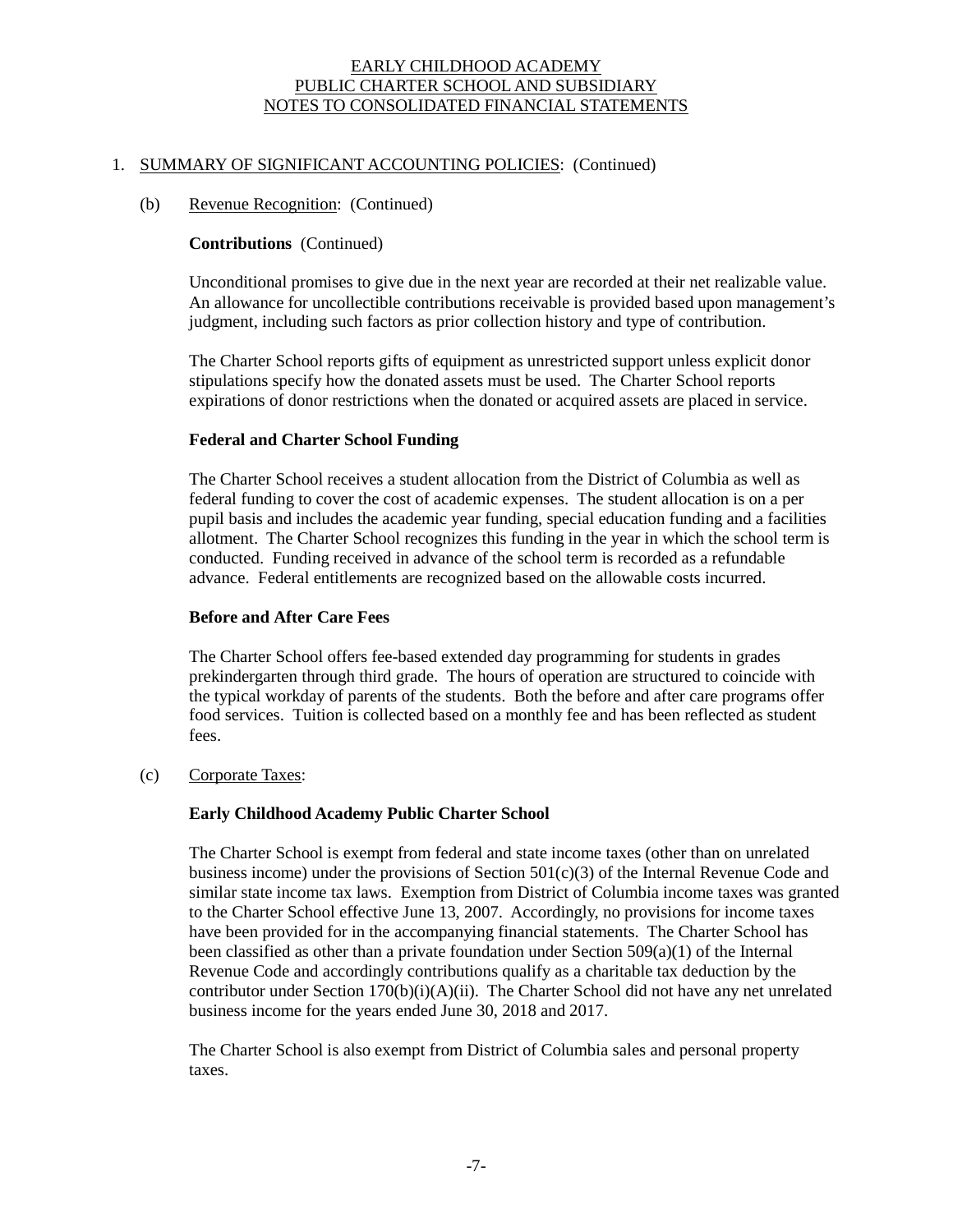EARLY CHILDHOOD ACADEMY
PUBLIC CHARTER SCHOOL AND SUBSIDIARY
NOTES TO CONSOLIDATED FINANCIAL STATEMENTS

1. SUMMARY OF SIGNIFICANT ACCOUNTING POLICIES: (Continued)

   (b) Revenue Recognition: (Continued)

   **Contributions** (Continued)

   Unconditional promises to give due in the next year are recorded at their net realizable value. An allowance for uncollectible contributions receivable is provided based upon management's judgment, including such factors as prior collection history and type of contribution.

   The Charter School reports gifts of equipment as unrestricted support unless explicit donor stipulations specify how the donated assets must be used. The Charter School reports expirations of donor restrictions when the donated or acquired assets are placed in service.

   **Federal and Charter School Funding**

   The Charter School receives a student allocation from the District of Columbia as well as federal funding to cover the cost of academic expenses. The student allocation is on a per pupil basis and includes the academic year funding, special education funding and a facilities allotment. The Charter School recognizes this funding in the year in which the school term is conducted. Funding received in advance of the school term is recorded as a refundable advance. Federal entitlements are recognized based on the allowable costs incurred.

   **Before and After Care Fees**

   The Charter School offers fee-based extended day programming for students in grades prekindergarten through third grade. The hours of operation are structured to coincide with the typical workday of parents of the students. Both the before and after care programs offer food services. Tuition is collected based on a monthly fee and has been reflected as student fees.

   (c) Corporate Taxes:

   **Early Childhood Academy Public Charter School**

   The Charter School is exempt from federal and state income taxes (other than on unrelated business income) under the provisions of Section 501(c)(3) of the Internal Revenue Code and similar state income tax laws. Exemption from District of Columbia income taxes was granted to the Charter School effective June 13, 2007. Accordingly, no provisions for income taxes have been provided for in the accompanying financial statements. The Charter School has been classified as other than a private foundation under Section 509(a)(1) of the Internal Revenue Code and accordingly contributions qualify as a charitable tax deduction by the contributor under Section 170(b)(i)(A)(ii). The Charter School did not have any net unrelated business income for the years ended June 30, 2018 and 2017.

   The Charter School is also exempt from District of Columbia sales and personal property taxes.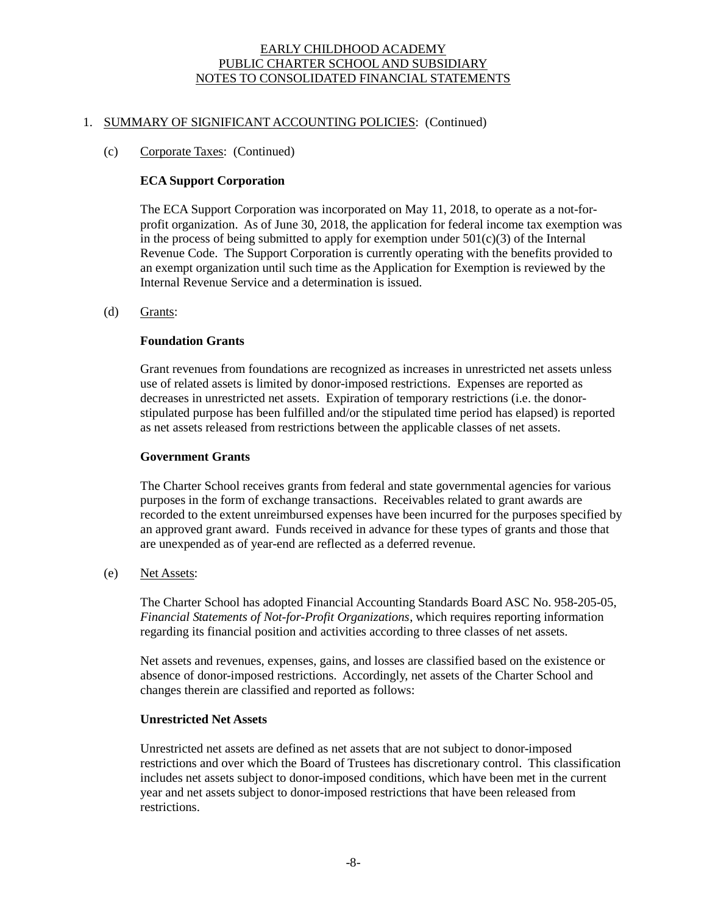## 1. SUMMARY OF SIGNIFICANT ACCOUNTING POLICIES: (Continued)

### (c) Corporate Taxes: (Continued)

**ECA Support Corporation**

The ECA Support Corporation was incorporated on May 11, 2018, to operate as a not-for-profit organization. As of June 30, 2018, the application for federal income tax exemption was in the process of being submitted to apply for exemption under 501(c)(3) of the Internal Revenue Code. The Support Corporation is currently operating with the benefits provided to an exempt organization until such time as the Application for Exemption is reviewed by the Internal Revenue Service and a determination is issued.

### (d) Grants:

**Foundation Grants**

Grant revenues from foundations are recognized as increases in unrestricted net assets unless use of related assets is limited by donor-imposed restrictions. Expenses are reported as decreases in unrestricted net assets. Expiration of temporary restrictions (i.e. the donor-stipulated purpose has been fulfilled and/or the stipulated time period has elapsed) is reported as net assets released from restrictions between the applicable classes of net assets.

**Government Grants**

The Charter School receives grants from federal and state governmental agencies for various purposes in the form of exchange transactions. Receivables related to grant awards are recorded to the extent unreimbursed expenses have been incurred for the purposes specified by an approved grant award. Funds received in advance for these types of grants and those that are unexpended as of year-end are reflected as a deferred revenue.

### (e) Net Assets:

The Charter School has adopted Financial Accounting Standards Board ASC No. 958-205-05, *Financial Statements of Not-for-Profit Organizations*, which requires reporting information regarding its financial position and activities according to three classes of net assets.

Net assets and revenues, expenses, gains, and losses are classified based on the existence or absence of donor-imposed restrictions. Accordingly, net assets of the Charter School and changes therein are classified and reported as follows:

**Unrestricted Net Assets**

Unrestricted net assets are defined as net assets that are not subject to donor-imposed restrictions and over which the Board of Trustees has discretionary control. This classification includes net assets subject to donor-imposed conditions, which have been met in the current year and net assets subject to donor-imposed restrictions that have been released from restrictions.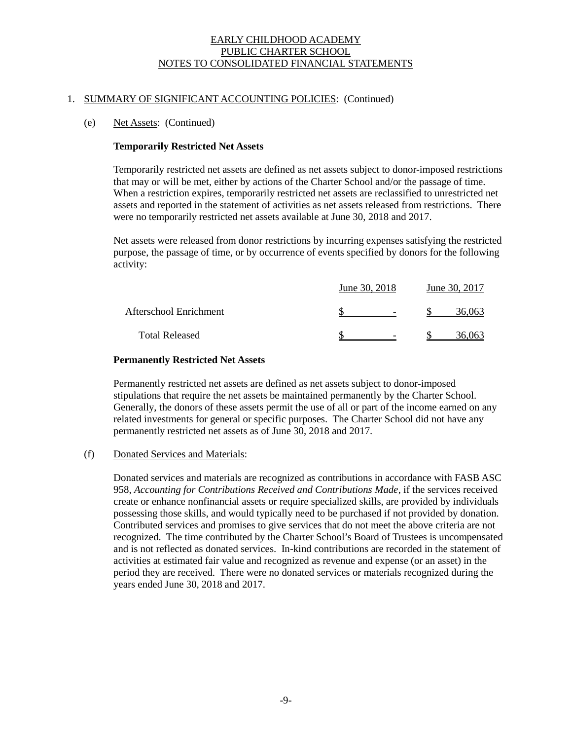EARLY CHILDHOOD ACADEMY
PUBLIC CHARTER SCHOOL
NOTES TO CONSOLIDATED FINANCIAL STATEMENTS

1. SUMMARY OF SIGNIFICANT ACCOUNTING POLICIES: (Continued)

(e) Net Assets: (Continued)

**Temporarily Restricted Net Assets**

Temporarily restricted net assets are defined as net assets subject to donor-imposed restrictions that may or will be met, either by actions of the Charter School and/or the passage of time. When a restriction expires, temporarily restricted net assets are reclassified to unrestricted net assets and reported in the statement of activities as net assets released from restrictions. There were no temporarily restricted net assets available at June 30, 2018 and 2017.

Net assets were released from donor restrictions by incurring expenses satisfying the restricted purpose, the passage of time, or by occurrence of events specified by donors for the following activity:

| | June 30, 2018 | June 30, 2017 |
|---|---|---|
| Afterschool Enrichment | $ - | $ 36,063 |
| Total Released | $ - | $ 36,063 |

**Permanently Restricted Net Assets**

Permanently restricted net assets are defined as net assets subject to donor-imposed stipulations that require the net assets be maintained permanently by the Charter School. Generally, the donors of these assets permit the use of all or part of the income earned on any related investments for general or specific purposes. The Charter School did not have any permanently restricted net assets as of June 30, 2018 and 2017.

(f) Donated Services and Materials:

Donated services and materials are recognized as contributions in accordance with FASB ASC 958, *Accounting for Contributions Received and Contributions Made*, if the services received create or enhance nonfinancial assets or require specialized skills, are provided by individuals possessing those skills, and would typically need to be purchased if not provided by donation. Contributed services and promises to give services that do not meet the above criteria are not recognized. The time contributed by the Charter School's Board of Trustees is uncompensated and is not reflected as donated services. In-kind contributions are recorded in the statement of activities at estimated fair value and recognized as revenue and expense (or an asset) in the period they are received. There were no donated services or materials recognized during the years ended June 30, 2018 and 2017.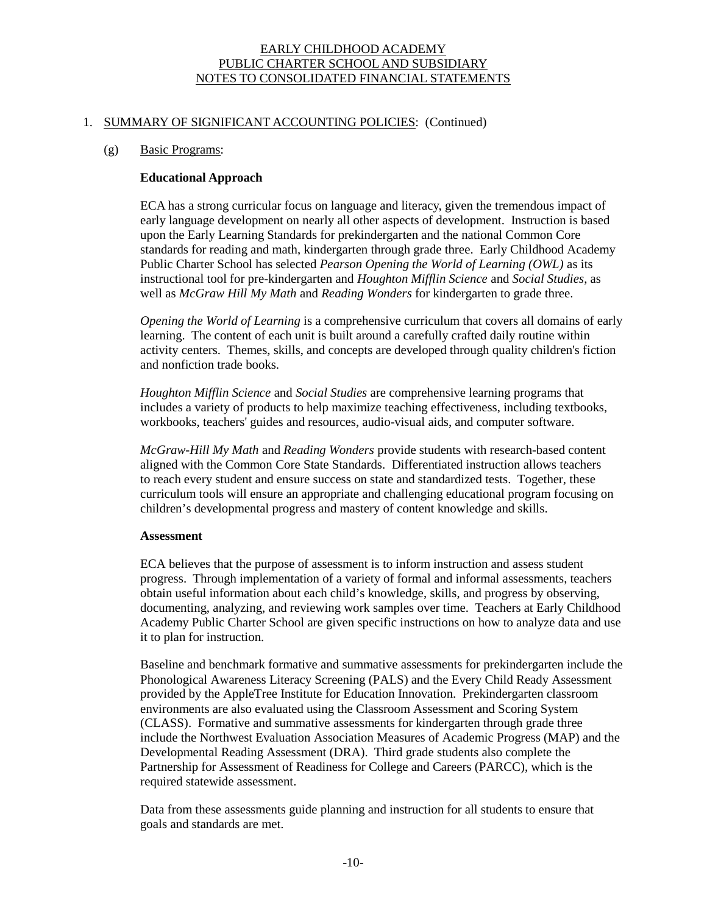EARLY CHILDHOOD ACADEMY
PUBLIC CHARTER SCHOOL AND SUBSIDIARY
NOTES TO CONSOLIDATED FINANCIAL STATEMENTS

1. SUMMARY OF SIGNIFICANT ACCOUNTING POLICIES: (Continued)

(g) Basic Programs:

**Educational Approach**

ECA has a strong curricular focus on language and literacy, given the tremendous impact of early language development on nearly all other aspects of development. Instruction is based upon the Early Learning Standards for prekindergarten and the national Common Core standards for reading and math, kindergarten through grade three. Early Childhood Academy Public Charter School has selected *Pearson Opening the World of Learning (OWL)* as its instructional tool for pre-kindergarten and *Houghton Mifflin Science* and *Social Studies*, as well as *McGraw Hill My Math* and *Reading Wonders* for kindergarten to grade three.

*Opening the World of Learning* is a comprehensive curriculum that covers all domains of early learning. The content of each unit is built around a carefully crafted daily routine within activity centers. Themes, skills, and concepts are developed through quality children's fiction and nonfiction trade books.

*Houghton Mifflin Science* and *Social Studies* are comprehensive learning programs that includes a variety of products to help maximize teaching effectiveness, including textbooks, workbooks, teachers' guides and resources, audio-visual aids, and computer software.

*McGraw-Hill My Math* and *Reading Wonders* provide students with research-based content aligned with the Common Core State Standards. Differentiated instruction allows teachers to reach every student and ensure success on state and standardized tests. Together, these curriculum tools will ensure an appropriate and challenging educational program focusing on children's developmental progress and mastery of content knowledge and skills.

**Assessment**

ECA believes that the purpose of assessment is to inform instruction and assess student progress. Through implementation of a variety of formal and informal assessments, teachers obtain useful information about each child's knowledge, skills, and progress by observing, documenting, analyzing, and reviewing work samples over time. Teachers at Early Childhood Academy Public Charter School are given specific instructions on how to analyze data and use it to plan for instruction.

Baseline and benchmark formative and summative assessments for prekindergarten include the Phonological Awareness Literacy Screening (PALS) and the Every Child Ready Assessment provided by the AppleTree Institute for Education Innovation. Prekindergarten classroom environments are also evaluated using the Classroom Assessment and Scoring System (CLASS). Formative and summative assessments for kindergarten through grade three include the Northwest Evaluation Association Measures of Academic Progress (MAP) and the Developmental Reading Assessment (DRA). Third grade students also complete the Partnership for Assessment of Readiness for College and Careers (PARCC), which is the required statewide assessment.

Data from these assessments guide planning and instruction for all students to ensure that goals and standards are met.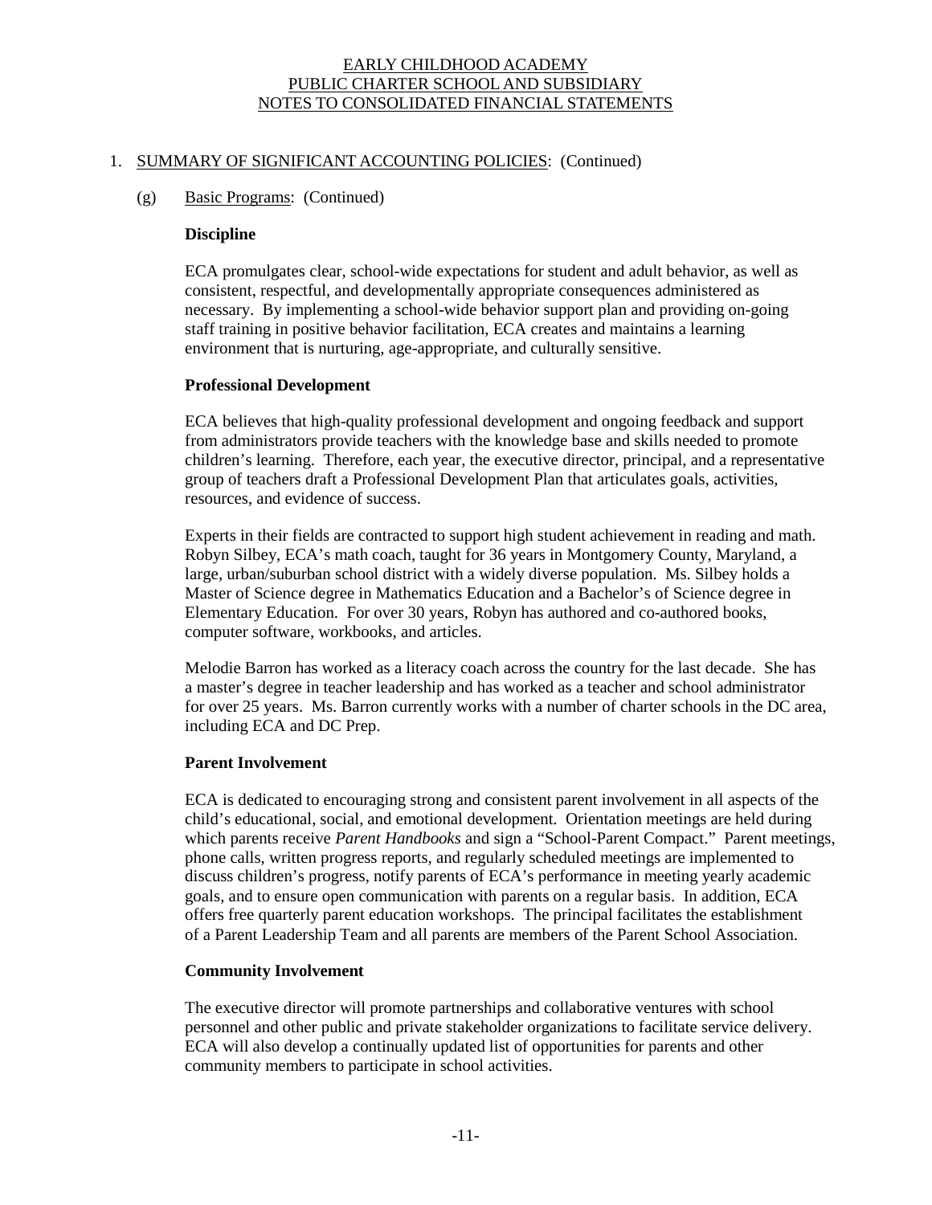# EARLY CHILDHOOD ACADEMY
# PUBLIC CHARTER SCHOOL AND SUBSIDIARY
# NOTES TO CONSOLIDATED FINANCIAL STATEMENTS

## 1. SUMMARY OF SIGNIFICANT ACCOUNTING POLICIES: (Continued)

### (g) Basic Programs: (Continued)

**Discipline**

ECA promulgates clear, school-wide expectations for student and adult behavior, as well as consistent, respectful, and developmentally appropriate consequences administered as necessary. By implementing a school-wide behavior support plan and providing on-going staff training in positive behavior facilitation, ECA creates and maintains a learning environment that is nurturing, age-appropriate, and culturally sensitive.

**Professional Development**

ECA believes that high-quality professional development and ongoing feedback and support from administrators provide teachers with the knowledge base and skills needed to promote children's learning. Therefore, each year, the executive director, principal, and a representative group of teachers draft a Professional Development Plan that articulates goals, activities, resources, and evidence of success.

Experts in their fields are contracted to support high student achievement in reading and math. Robyn Silbey, ECA's math coach, taught for 36 years in Montgomery County, Maryland, a large, urban/suburban school district with a widely diverse population. Ms. Silbey holds a Master of Science degree in Mathematics Education and a Bachelor's of Science degree in Elementary Education. For over 30 years, Robyn has authored and co-authored books, computer software, workbooks, and articles.

Melodie Barron has worked as a literacy coach across the country for the last decade. She has a master's degree in teacher leadership and has worked as a teacher and school administrator for over 25 years. Ms. Barron currently works with a number of charter schools in the DC area, including ECA and DC Prep.

**Parent Involvement**

ECA is dedicated to encouraging strong and consistent parent involvement in all aspects of the child's educational, social, and emotional development. Orientation meetings are held during which parents receive *Parent Handbooks* and sign a "School-Parent Compact." Parent meetings, phone calls, written progress reports, and regularly scheduled meetings are implemented to discuss children's progress, notify parents of ECA's performance in meeting yearly academic goals, and to ensure open communication with parents on a regular basis. In addition, ECA offers free quarterly parent education workshops. The principal facilitates the establishment of a Parent Leadership Team and all parents are members of the Parent School Association.

**Community Involvement**

The executive director will promote partnerships and collaborative ventures with school personnel and other public and private stakeholder organizations to facilitate service delivery. ECA will also develop a continually updated list of opportunities for parents and other community members to participate in school activities.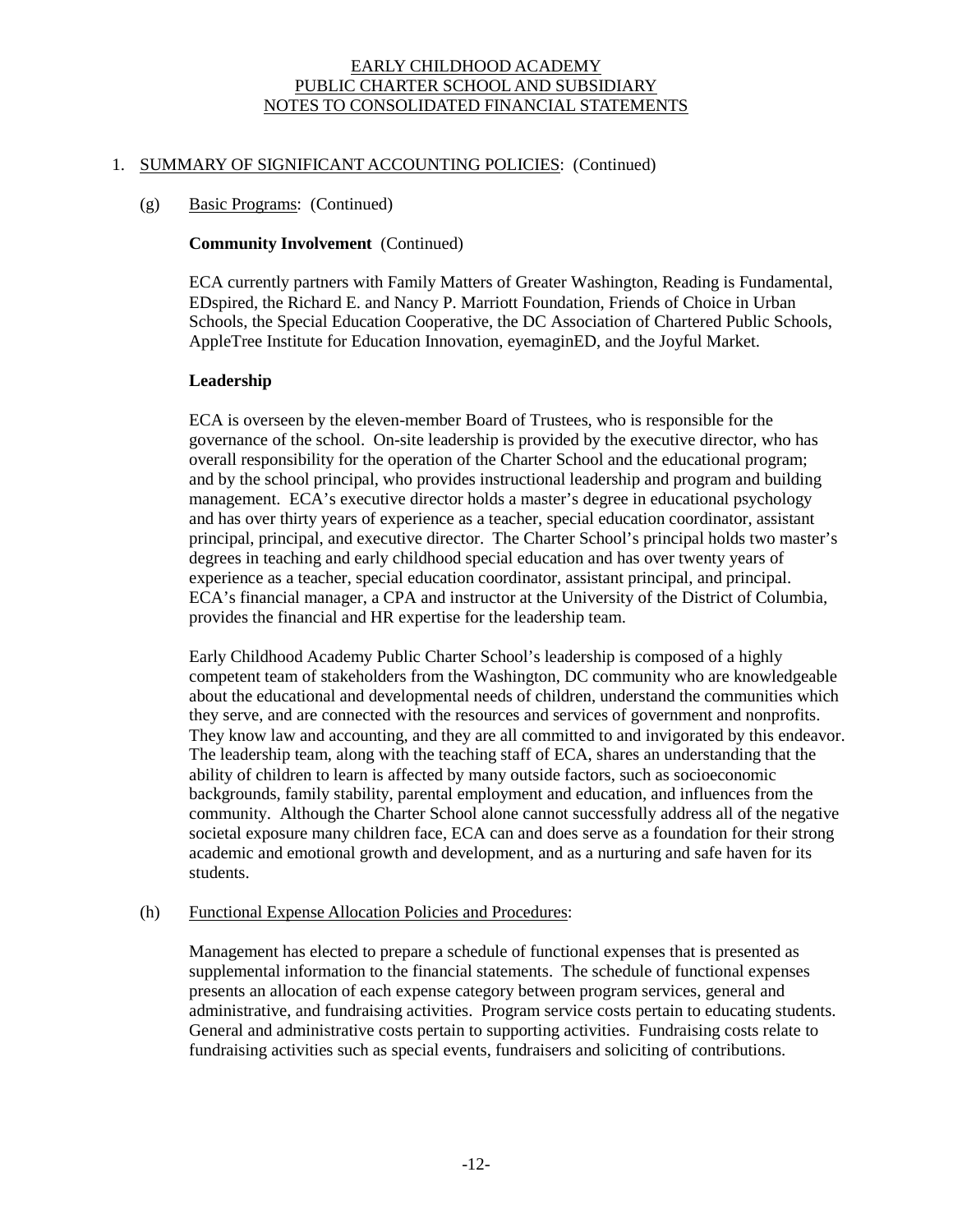1. SUMMARY OF SIGNIFICANT ACCOUNTING POLICIES: (Continued)

(g) Basic Programs: (Continued)

**Community Involvement** (Continued)

ECA currently partners with Family Matters of Greater Washington, Reading is Fundamental, EDspired, the Richard E. and Nancy P. Marriott Foundation, Friends of Choice in Urban Schools, the Special Education Cooperative, the DC Association of Chartered Public Schools, AppleTree Institute for Education Innovation, eyemaginED, and the Joyful Market.

**Leadership**

ECA is overseen by the eleven-member Board of Trustees, who is responsible for the governance of the school. On-site leadership is provided by the executive director, who has overall responsibility for the operation of the Charter School and the educational program; and by the school principal, who provides instructional leadership and program and building management. ECA's executive director holds a master's degree in educational psychology and has over thirty years of experience as a teacher, special education coordinator, assistant principal, principal, and executive director. The Charter School's principal holds two master's degrees in teaching and early childhood special education and has over twenty years of experience as a teacher, special education coordinator, assistant principal, and principal. ECA's financial manager, a CPA and instructor at the University of the District of Columbia, provides the financial and HR expertise for the leadership team.

Early Childhood Academy Public Charter School's leadership is composed of a highly competent team of stakeholders from the Washington, DC community who are knowledgeable about the educational and developmental needs of children, understand the communities which they serve, and are connected with the resources and services of government and nonprofits. They know law and accounting, and they are all committed to and invigorated by this endeavor. The leadership team, along with the teaching staff of ECA, shares an understanding that the ability of children to learn is affected by many outside factors, such as socioeconomic backgrounds, family stability, parental employment and education, and influences from the community. Although the Charter School alone cannot successfully address all of the negative societal exposure many children face, ECA can and does serve as a foundation for their strong academic and emotional growth and development, and as a nurturing and safe haven for its students.

(h) Functional Expense Allocation Policies and Procedures:

Management has elected to prepare a schedule of functional expenses that is presented as supplemental information to the financial statements. The schedule of functional expenses presents an allocation of each expense category between program services, general and administrative, and fundraising activities. Program service costs pertain to educating students. General and administrative costs pertain to supporting activities. Fundraising costs relate to fundraising activities such as special events, fundraisers and soliciting of contributions.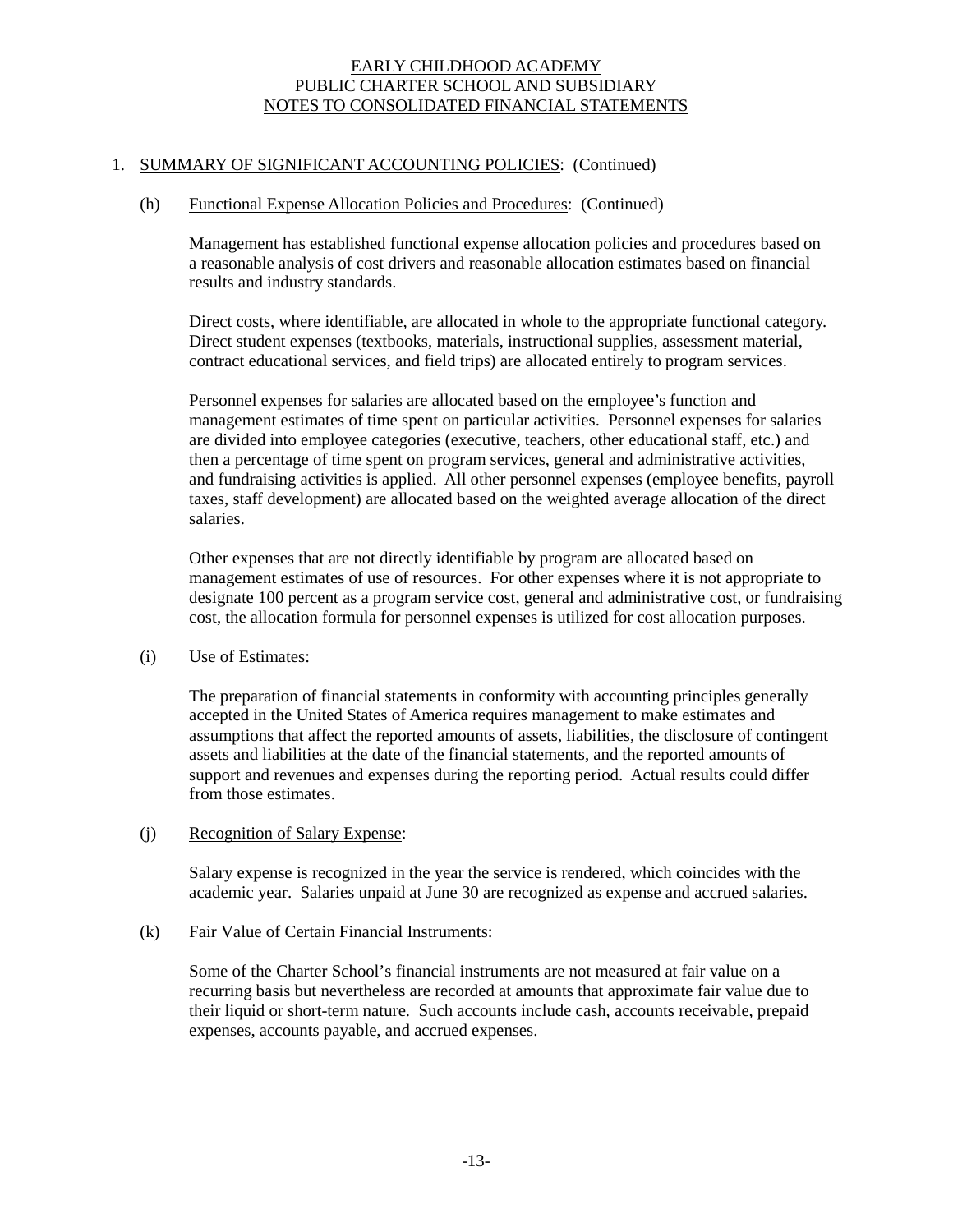# EARLY CHILDHOOD ACADEMY
## PUBLIC CHARTER SCHOOL AND SUBSIDIARY
## NOTES TO CONSOLIDATED FINANCIAL STATEMENTS

1. SUMMARY OF SIGNIFICANT ACCOUNTING POLICIES: (Continued)

   (h) Functional Expense Allocation Policies and Procedures: (Continued)

   Management has established functional expense allocation policies and procedures based on a reasonable analysis of cost drivers and reasonable allocation estimates based on financial results and industry standards.

   Direct costs, where identifiable, are allocated in whole to the appropriate functional category. Direct student expenses (textbooks, materials, instructional supplies, assessment material, contract educational services, and field trips) are allocated entirely to program services.

   Personnel expenses for salaries are allocated based on the employee's function and management estimates of time spent on particular activities. Personnel expenses for salaries are divided into employee categories (executive, teachers, other educational staff, etc.) and then a percentage of time spent on program services, general and administrative activities, and fundraising activities is applied. All other personnel expenses (employee benefits, payroll taxes, staff development) are allocated based on the weighted average allocation of the direct salaries.

   Other expenses that are not directly identifiable by program are allocated based on management estimates of use of resources. For other expenses where it is not appropriate to designate 100 percent as a program service cost, general and administrative cost, or fundraising cost, the allocation formula for personnel expenses is utilized for cost allocation purposes.

   (i) Use of Estimates:

   The preparation of financial statements in conformity with accounting principles generally accepted in the United States of America requires management to make estimates and assumptions that affect the reported amounts of assets, liabilities, the disclosure of contingent assets and liabilities at the date of the financial statements, and the reported amounts of support and revenues and expenses during the reporting period. Actual results could differ from those estimates.

   (j) Recognition of Salary Expense:

   Salary expense is recognized in the year the service is rendered, which coincides with the academic year. Salaries unpaid at June 30 are recognized as expense and accrued salaries.

   (k) Fair Value of Certain Financial Instruments:

   Some of the Charter School's financial instruments are not measured at fair value on a recurring basis but nevertheless are recorded at amounts that approximate fair value due to their liquid or short-term nature. Such accounts include cash, accounts receivable, prepaid expenses, accounts payable, and accrued expenses.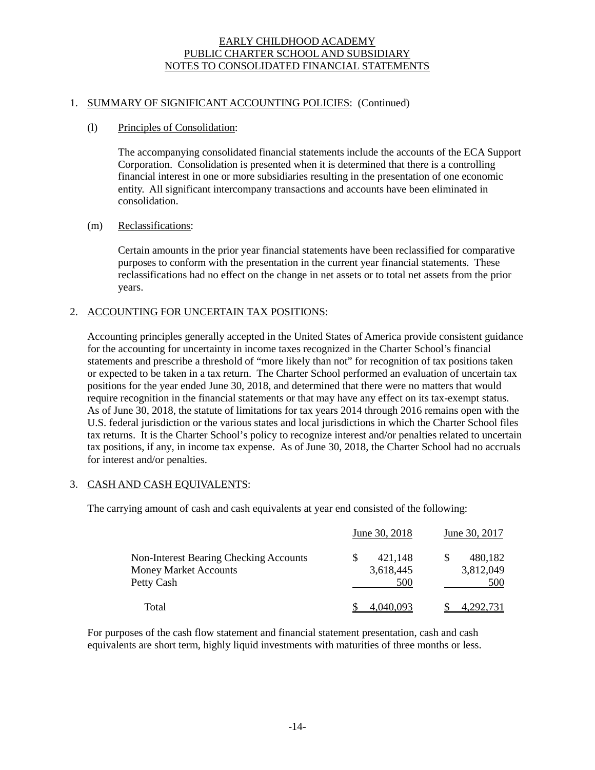EARLY CHILDHOOD ACADEMY
PUBLIC CHARTER SCHOOL AND SUBSIDIARY
NOTES TO CONSOLIDATED FINANCIAL STATEMENTS

1. SUMMARY OF SIGNIFICANT ACCOUNTING POLICIES: (Continued)

(l) Principles of Consolidation:

The accompanying consolidated financial statements include the accounts of the ECA Support Corporation. Consolidation is presented when it is determined that there is a controlling financial interest in one or more subsidiaries resulting in the presentation of one economic entity. All significant intercompany transactions and accounts have been eliminated in consolidation.

(m) Reclassifications:

Certain amounts in the prior year financial statements have been reclassified for comparative purposes to conform with the presentation in the current year financial statements. These reclassifications had no effect on the change in net assets or to total net assets from the prior years.

2. ACCOUNTING FOR UNCERTAIN TAX POSITIONS:

Accounting principles generally accepted in the United States of America provide consistent guidance for the accounting for uncertainty in income taxes recognized in the Charter School's financial statements and prescribe a threshold of "more likely than not" for recognition of tax positions taken or expected to be taken in a tax return. The Charter School performed an evaluation of uncertain tax positions for the year ended June 30, 2018, and determined that there were no matters that would require recognition in the financial statements or that may have any effect on its tax-exempt status. As of June 30, 2018, the statute of limitations for tax years 2014 through 2016 remains open with the U.S. federal jurisdiction or the various states and local jurisdictions in which the Charter School files tax returns. It is the Charter School's policy to recognize interest and/or penalties related to uncertain tax positions, if any, in income tax expense. As of June 30, 2018, the Charter School had no accruals for interest and/or penalties.

3. CASH AND CASH EQUIVALENTS:

The carrying amount of cash and cash equivalents at year end consisted of the following:

| | June 30, 2018 | June 30, 2017 |
|---|---|---|
| Non-Interest Bearing Checking Accounts | $ 421,148 | $ 480,182 |
| Money Market Accounts | 3,618,445 | 3,812,049 |
| Petty Cash | 500 | 500 |
| Total | $ 4,040,093 | $ 4,292,731 |

For purposes of the cash flow statement and financial statement presentation, cash and cash equivalents are short term, highly liquid investments with maturities of three months or less.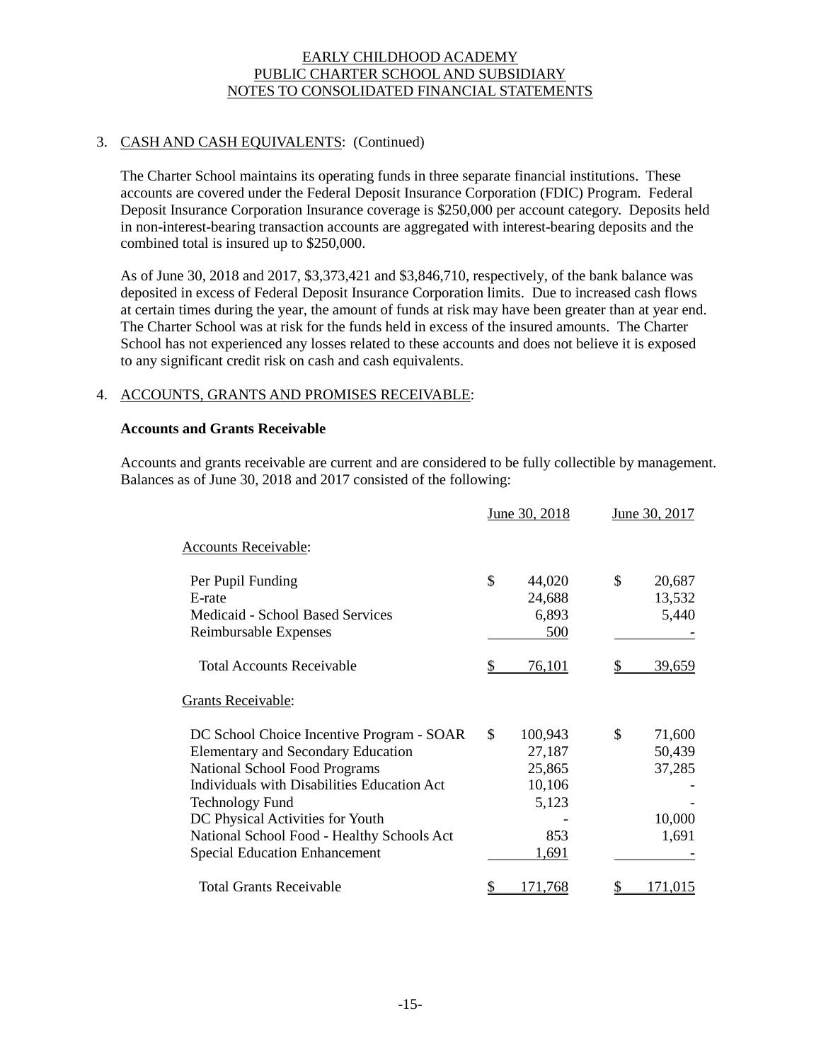EARLY CHILDHOOD ACADEMY
PUBLIC CHARTER SCHOOL AND SUBSIDIARY
NOTES TO CONSOLIDATED FINANCIAL STATEMENTS

3. CASH AND CASH EQUIVALENTS: (Continued)

The Charter School maintains its operating funds in three separate financial institutions. These accounts are covered under the Federal Deposit Insurance Corporation (FDIC) Program. Federal Deposit Insurance Corporation Insurance coverage is $250,000 per account category. Deposits held in non-interest-bearing transaction accounts are aggregated with interest-bearing deposits and the combined total is insured up to $250,000.

As of June 30, 2018 and 2017, $3,373,421 and $3,846,710, respectively, of the bank balance was deposited in excess of Federal Deposit Insurance Corporation limits. Due to increased cash flows at certain times during the year, the amount of funds at risk may have been greater than at year end. The Charter School was at risk for the funds held in excess of the insured amounts. The Charter School has not experienced any losses related to these accounts and does not believe it is exposed to any significant credit risk on cash and cash equivalents.

4. ACCOUNTS, GRANTS AND PROMISES RECEIVABLE:

**Accounts and Grants Receivable**

Accounts and grants receivable are current and are considered to be fully collectible by management. Balances as of June 30, 2018 and 2017 consisted of the following:

| | June 30, 2018 | June 30, 2017 |
|---|---|---|
| Accounts Receivable: | | |
| Per Pupil Funding | $ 44,020 | $ 20,687 |
| E-rate | 24,688 | 13,532 |
| Medicaid - School Based Services | 6,893 | 5,440 |
| Reimbursable Expenses | 500 | - |
| Total Accounts Receivable | $ 76,101 | $ 39,659 |
| Grants Receivable: | | |
| DC School Choice Incentive Program - SOAR | $ 100,943 | $ 71,600 |
| Elementary and Secondary Education | 27,187 | 50,439 |
| National School Food Programs | 25,865 | 37,285 |
| Individuals with Disabilities Education Act | 10,106 | - |
| Technology Fund | 5,123 | - |
| DC Physical Activities for Youth | - | 10,000 |
| National School Food - Healthy Schools Act | 853 | 1,691 |
| Special Education Enhancement | 1,691 | - |
| Total Grants Receivable | $ 171,768 | $ 171,015 |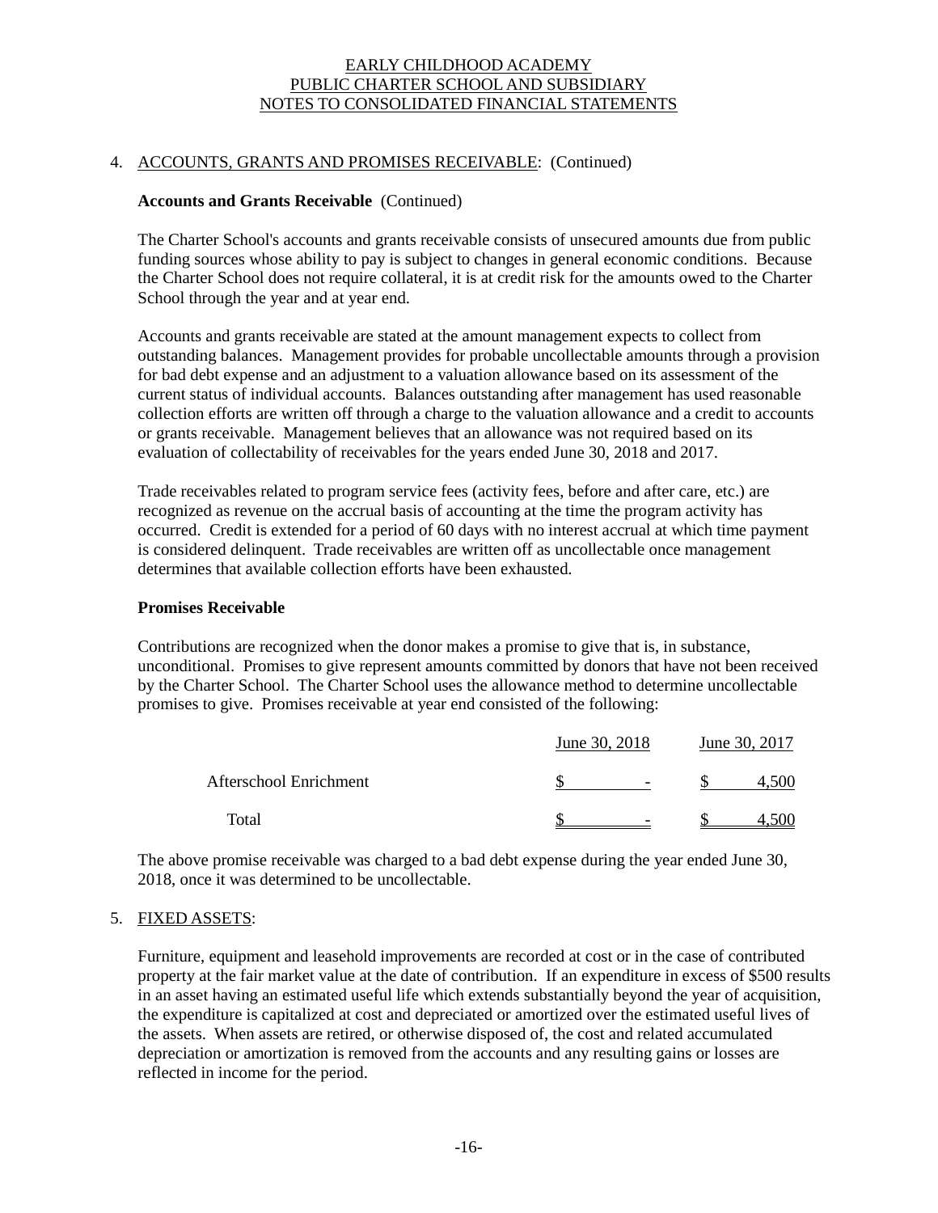EARLY CHILDHOOD ACADEMY
PUBLIC CHARTER SCHOOL AND SUBSIDIARY
NOTES TO CONSOLIDATED FINANCIAL STATEMENTS

## 4. ACCOUNTS, GRANTS AND PROMISES RECEIVABLE: (Continued)

### Accounts and Grants Receivable (Continued)

The Charter School's accounts and grants receivable consists of unsecured amounts due from public funding sources whose ability to pay is subject to changes in general economic conditions. Because the Charter School does not require collateral, it is at credit risk for the amounts owed to the Charter School through the year and at year end.

Accounts and grants receivable are stated at the amount management expects to collect from outstanding balances. Management provides for probable uncollectable amounts through a provision for bad debt expense and an adjustment to a valuation allowance based on its assessment of the current status of individual accounts. Balances outstanding after management has used reasonable collection efforts are written off through a charge to the valuation allowance and a credit to accounts or grants receivable. Management believes that an allowance was not required based on its evaluation of collectability of receivables for the years ended June 30, 2018 and 2017.

Trade receivables related to program service fees (activity fees, before and after care, etc.) are recognized as revenue on the accrual basis of accounting at the time the program activity has occurred. Credit is extended for a period of 60 days with no interest accrual at which time payment is considered delinquent. Trade receivables are written off as uncollectable once management determines that available collection efforts have been exhausted.

### Promises Receivable

Contributions are recognized when the donor makes a promise to give that is, in substance, unconditional. Promises to give represent amounts committed by donors that have not been received by the Charter School. The Charter School uses the allowance method to determine uncollectable promises to give. Promises receivable at year end consisted of the following:

| | June 30, 2018 | June 30, 2017 |
|---|---|---|
| Afterschool Enrichment | $ - | $ 4,500 |
| Total | $ - | $ 4,500 |

The above promise receivable was charged to a bad debt expense during the year ended June 30, 2018, once it was determined to be uncollectable.

## 5. FIXED ASSETS:

Furniture, equipment and leasehold improvements are recorded at cost or in the case of contributed property at the fair market value at the date of contribution. If an expenditure in excess of $500 results in an asset having an estimated useful life which extends substantially beyond the year of acquisition, the expenditure is capitalized at cost and depreciated or amortized over the estimated useful lives of the assets. When assets are retired, or otherwise disposed of, the cost and related accumulated depreciation or amortization is removed from the accounts and any resulting gains or losses are reflected in income for the period.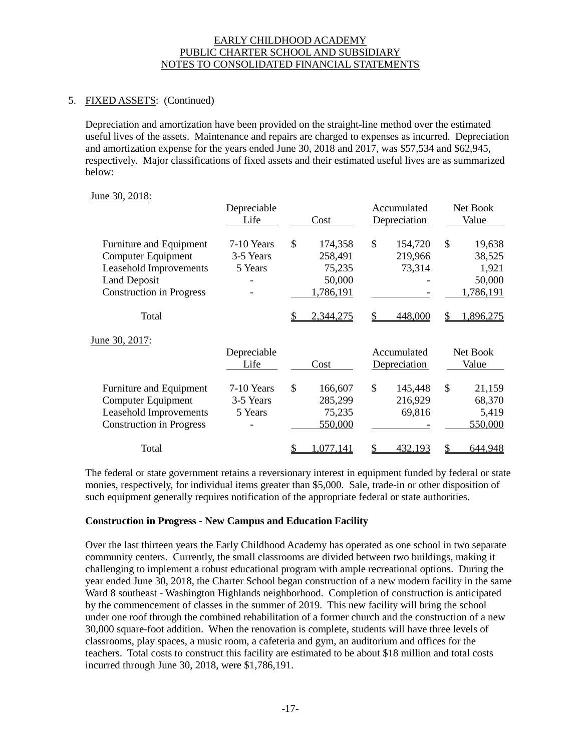EARLY CHILDHOOD ACADEMY
PUBLIC CHARTER SCHOOL AND SUBSIDIARY
NOTES TO CONSOLIDATED FINANCIAL STATEMENTS

5. FIXED ASSETS: (Continued)

Depreciation and amortization have been provided on the straight-line method over the estimated useful lives of the assets. Maintenance and repairs are charged to expenses as incurred. Depreciation and amortization expense for the years ended June 30, 2018 and 2017, was $57,534 and $62,945, respectively. Major classifications of fixed assets and their estimated useful lives are as summarized below:

June 30, 2018:

| | Depreciable Life | Cost | Accumulated Depreciation | Net Book Value |
|---|---|---|---|---|
| Furniture and Equipment | 7-10 Years | $ 174,358 | $ 154,720 | $ 19,638 |
| Computer Equipment | 3-5 Years | 258,491 | 219,966 | 38,525 |
| Leasehold Improvements | 5 Years | 75,235 | 73,314 | 1,921 |
| Land Deposit | - | 50,000 | - | 50,000 |
| Construction in Progress | - | 1,786,191 | - | 1,786,191 |
| Total | | $ 2,344,275 | $ 448,000 | $ 1,896,275 |

June 30, 2017:

| | Depreciable Life | Cost | Accumulated Depreciation | Net Book Value |
|---|---|---|---|---|
| Furniture and Equipment | 7-10 Years | $ 166,607 | $ 145,448 | $ 21,159 |
| Computer Equipment | 3-5 Years | 285,299 | 216,929 | 68,370 |
| Leasehold Improvements | 5 Years | 75,235 | 69,816 | 5,419 |
| Construction in Progress | - | 550,000 | - | 550,000 |
| Total | | $ 1,077,141 | $ 432,193 | $ 644,948 |

The federal or state government retains a reversionary interest in equipment funded by federal or state monies, respectively, for individual items greater than $5,000. Sale, trade-in or other disposition of such equipment generally requires notification of the appropriate federal or state authorities.

**Construction in Progress - New Campus and Education Facility**

Over the last thirteen years the Early Childhood Academy has operated as one school in two separate community centers. Currently, the small classrooms are divided between two buildings, making it challenging to implement a robust educational program with ample recreational options. During the year ended June 30, 2018, the Charter School began construction of a new modern facility in the same Ward 8 southeast - Washington Highlands neighborhood. Completion of construction is anticipated by the commencement of classes in the summer of 2019. This new facility will bring the school under one roof through the combined rehabilitation of a former church and the construction of a new 30,000 square-foot addition. When the renovation is complete, students will have three levels of classrooms, play spaces, a music room, a cafeteria and gym, an auditorium and offices for the teachers. Total costs to construct this facility are estimated to be about $18 million and total costs incurred through June 30, 2018, were $1,786,191.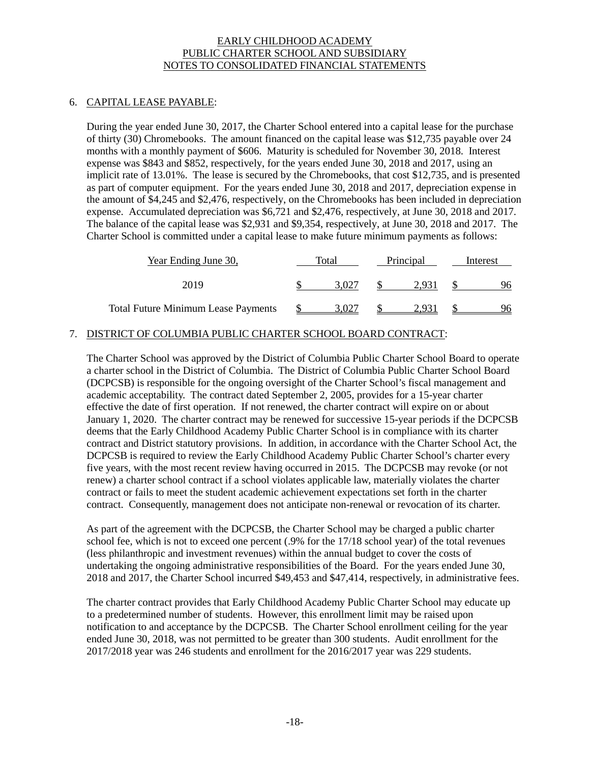## 6. CAPITAL LEASE PAYABLE:

During the year ended June 30, 2017, the Charter School entered into a capital lease for the purchase of thirty (30) Chromebooks. The amount financed on the capital lease was $12,735 payable over 24 months with a monthly payment of $606. Maturity is scheduled for November 30, 2018. Interest expense was $843 and $852, respectively, for the years ended June 30, 2018 and 2017, using an implicit rate of 13.01%. The lease is secured by the Chromebooks, that cost $12,735, and is presented as part of computer equipment. For the years ended June 30, 2018 and 2017, depreciation expense in the amount of $4,245 and $2,476, respectively, on the Chromebooks has been included in depreciation expense. Accumulated depreciation was $6,721 and $2,476, respectively, at June 30, 2018 and 2017. The balance of the capital lease was $2,931 and $9,354, respectively, at June 30, 2018 and 2017. The Charter School is committed under a capital lease to make future minimum payments as follows:

| Year Ending June 30, | Total | Principal | Interest |
|---|---|---|---|
| 2019 | $ 3,027 | $ 2,931 | $ 96 |
| Total Future Minimum Lease Payments | $ 3,027 | $ 2,931 | $ 96 |

## 7. DISTRICT OF COLUMBIA PUBLIC CHARTER SCHOOL BOARD CONTRACT:

The Charter School was approved by the District of Columbia Public Charter School Board to operate a charter school in the District of Columbia. The District of Columbia Public Charter School Board (DCPCSB) is responsible for the ongoing oversight of the Charter School's fiscal management and academic acceptability. The contract dated September 2, 2005, provides for a 15-year charter effective the date of first operation. If not renewed, the charter contract will expire on or about January 1, 2020. The charter contract may be renewed for successive 15-year periods if the DCPCSB deems that the Early Childhood Academy Public Charter School is in compliance with its charter contract and District statutory provisions. In addition, in accordance with the Charter School Act, the DCPCSB is required to review the Early Childhood Academy Public Charter School's charter every five years, with the most recent review having occurred in 2015. The DCPCSB may revoke (or not renew) a charter school contract if a school violates applicable law, materially violates the charter contract or fails to meet the student academic achievement expectations set forth in the charter contract. Consequently, management does not anticipate non-renewal or revocation of its charter.

As part of the agreement with the DCPCSB, the Charter School may be charged a public charter school fee, which is not to exceed one percent (.9% for the 17/18 school year) of the total revenues (less philanthropic and investment revenues) within the annual budget to cover the costs of undertaking the ongoing administrative responsibilities of the Board. For the years ended June 30, 2018 and 2017, the Charter School incurred $49,453 and $47,414, respectively, in administrative fees.

The charter contract provides that Early Childhood Academy Public Charter School may educate up to a predetermined number of students. However, this enrollment limit may be raised upon notification to and acceptance by the DCPCSB. The Charter School enrollment ceiling for the year ended June 30, 2018, was not permitted to be greater than 300 students. Audit enrollment for the 2017/2018 year was 246 students and enrollment for the 2016/2017 year was 229 students.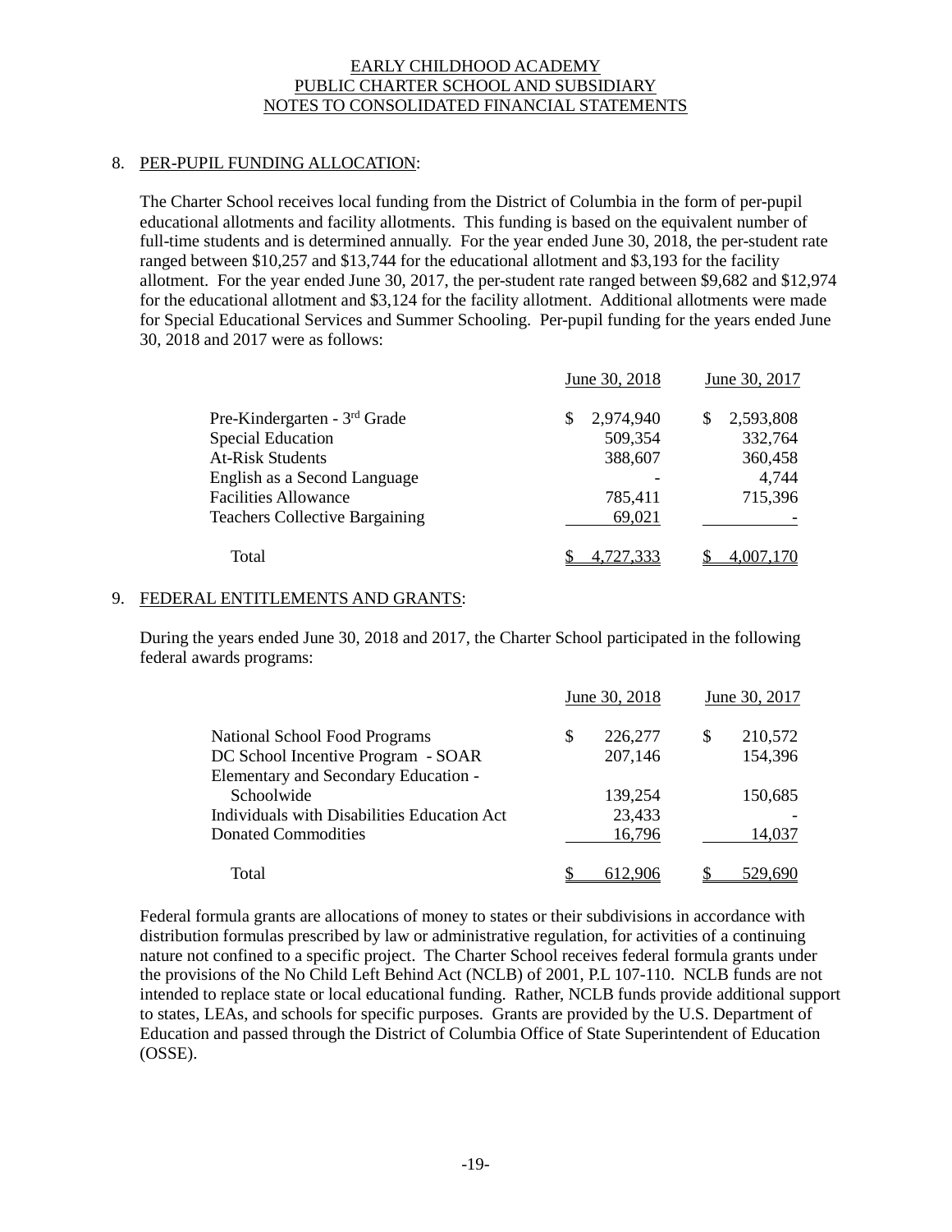# EARLY CHILDHOOD ACADEMY PUBLIC CHARTER SCHOOL AND SUBSIDIARY NOTES TO CONSOLIDATED FINANCIAL STATEMENTS

## 8. PER-PUPIL FUNDING ALLOCATION:

The Charter School receives local funding from the District of Columbia in the form of per-pupil educational allotments and facility allotments. This funding is based on the equivalent number of full-time students and is determined annually. For the year ended June 30, 2018, the per-student rate ranged between \$10,257 and \$13,744 for the educational allotment and \$3,193 for the facility allotment. For the year ended June 30, 2017, the per-student rate ranged between \$9,682 and \$12,974 for the educational allotment and \$3,124 for the facility allotment. Additional allotments were made for Special Educational Services and Summer Schooling. Per-pupil funding for the years ended June 30, 2018 and 2017 were as follows:

| | June 30, 2018 | June 30, 2017 |
|---|---|---|
| Pre-Kindergarten - 3rd Grade | $ 2,974,940 | $ 2,593,808 |
| Special Education | 509,354 | 332,764 |
| At-Risk Students | 388,607 | 360,458 |
| English as a Second Language | - | 4,744 |
| Facilities Allowance | 785,411 | 715,396 |
| Teachers Collective Bargaining | 69,021 | - |
| Total | $ 4,727,333 | $ 4,007,170 |

## 9. FEDERAL ENTITLEMENTS AND GRANTS:

During the years ended June 30, 2018 and 2017, the Charter School participated in the following federal awards programs:

| | June 30, 2018 | June 30, 2017 |
|---|---|---|
| National School Food Programs | $ 226,277 | $ 210,572 |
| DC School Incentive Program - SOAR | 207,146 | 154,396 |
| Elementary and Secondary Education - Schoolwide | 139,254 | 150,685 |
| Individuals with Disabilities Education Act | 23,433 | - |
| Donated Commodities | 16,796 | 14,037 |
| Total | $ 612,906 | $ 529,690 |

Federal formula grants are allocations of money to states or their subdivisions in accordance with distribution formulas prescribed by law or administrative regulation, for activities of a continuing nature not confined to a specific project. The Charter School receives federal formula grants under the provisions of the No Child Left Behind Act (NCLB) of 2001, P.L 107-110. NCLB funds are not intended to replace state or local educational funding. Rather, NCLB funds provide additional support to states, LEAs, and schools for specific purposes. Grants are provided by the U.S. Department of Education and passed through the District of Columbia Office of State Superintendent of Education (OSSE).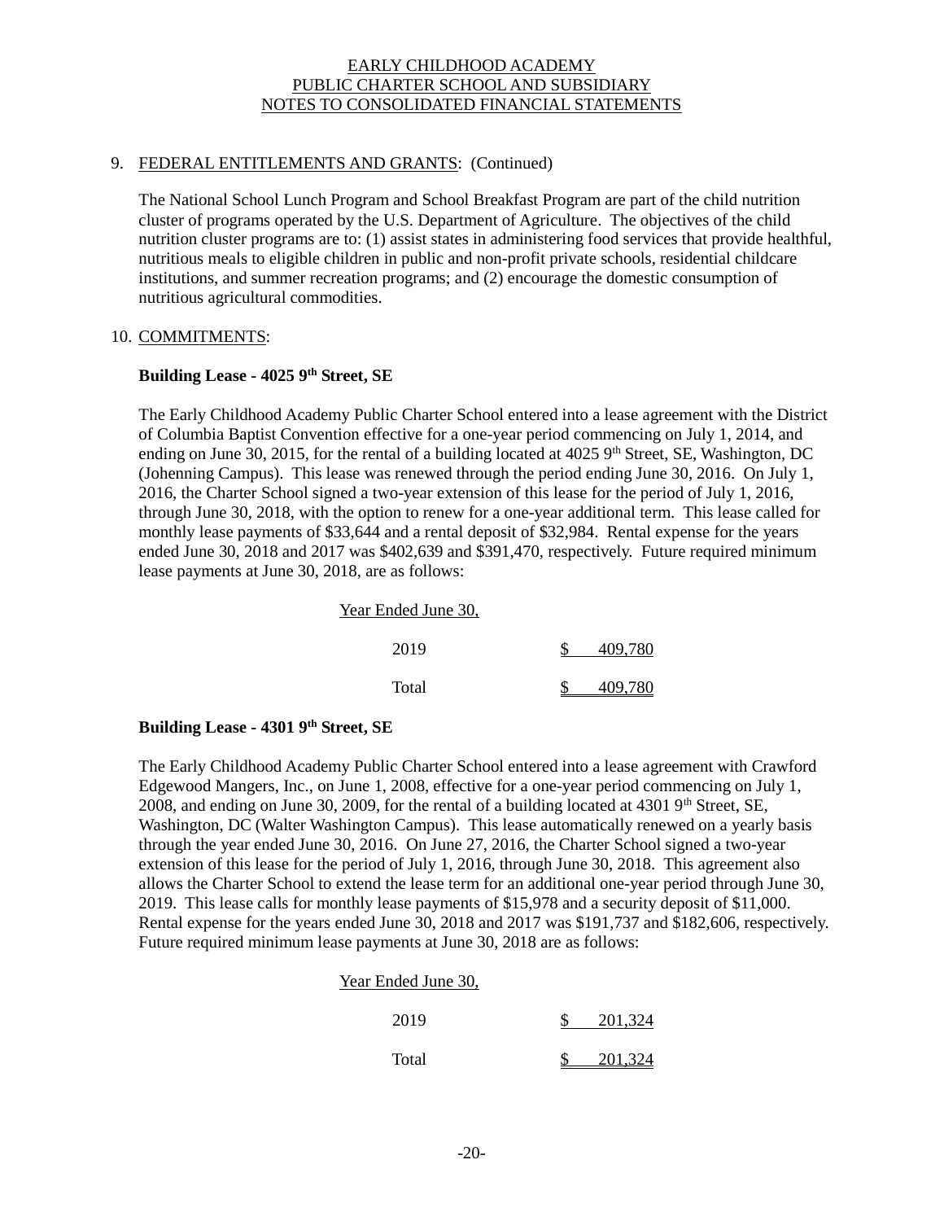## 9. FEDERAL ENTITLEMENTS AND GRANTS: (Continued)

The National School Lunch Program and School Breakfast Program are part of the child nutrition cluster of programs operated by the U.S. Department of Agriculture. The objectives of the child nutrition cluster programs are to: (1) assist states in administering food services that provide healthful, nutritious meals to eligible children in public and non-profit private schools, residential childcare institutions, and summer recreation programs; and (2) encourage the domestic consumption of nutritious agricultural commodities.

## 10. COMMITMENTS:

**Building Lease - 4025 9th Street, SE**

The Early Childhood Academy Public Charter School entered into a lease agreement with the District of Columbia Baptist Convention effective for a one-year period commencing on July 1, 2014, and ending on June 30, 2015, for the rental of a building located at 4025 9th Street, SE, Washington, DC (Johenning Campus). This lease was renewed through the period ending June 30, 2016. On July 1, 2016, the Charter School signed a two-year extension of this lease for the period of July 1, 2016, through June 30, 2018, with the option to renew for a one-year additional term. This lease called for monthly lease payments of $33,644 and a rental deposit of $32,984. Rental expense for the years ended June 30, 2018 and 2017 was $402,639 and $391,470, respectively. Future required minimum lease payments at June 30, 2018, are as follows:

| Year Ended June 30, | |
|---|---|
| 2019 | $ 409,780 |
| Total | $ 409,780 |

**Building Lease - 4301 9th Street, SE**

The Early Childhood Academy Public Charter School entered into a lease agreement with Crawford Edgewood Mangers, Inc., on June 1, 2008, effective for a one-year period commencing on July 1, 2008, and ending on June 30, 2009, for the rental of a building located at 4301 9th Street, SE, Washington, DC (Walter Washington Campus). This lease automatically renewed on a yearly basis through the year ended June 30, 2016. On June 27, 2016, the Charter School signed a two-year extension of this lease for the period of July 1, 2016, through June 30, 2018. This agreement also allows the Charter School to extend the lease term for an additional one-year period through June 30, 2019. This lease calls for monthly lease payments of $15,978 and a security deposit of $11,000. Rental expense for the years ended June 30, 2018 and 2017 was $191,737 and $182,606, respectively. Future required minimum lease payments at June 30, 2018 are as follows:

| Year Ended June 30, | |
|---|---|
| 2019 | $ 201,324 |
| Total | $ 201,324 |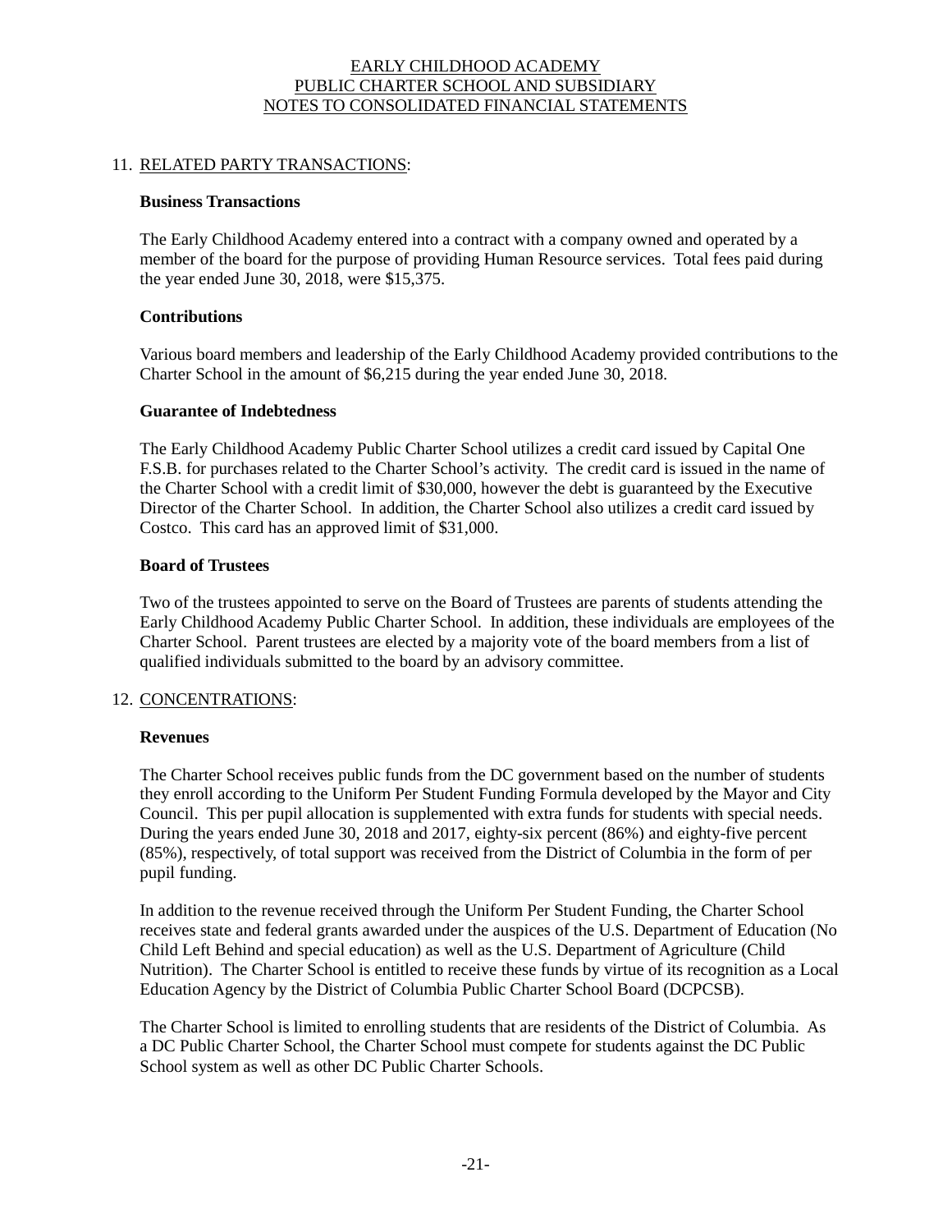## 11. RELATED PARTY TRANSACTIONS:

**Business Transactions**

The Early Childhood Academy entered into a contract with a company owned and operated by a member of the board for the purpose of providing Human Resource services. Total fees paid during the year ended June 30, 2018, were $15,375.

**Contributions**

Various board members and leadership of the Early Childhood Academy provided contributions to the Charter School in the amount of $6,215 during the year ended June 30, 2018.

**Guarantee of Indebtedness**

The Early Childhood Academy Public Charter School utilizes a credit card issued by Capital One F.S.B. for purchases related to the Charter School's activity. The credit card is issued in the name of the Charter School with a credit limit of $30,000, however the debt is guaranteed by the Executive Director of the Charter School. In addition, the Charter School also utilizes a credit card issued by Costco. This card has an approved limit of $31,000.

**Board of Trustees**

Two of the trustees appointed to serve on the Board of Trustees are parents of students attending the Early Childhood Academy Public Charter School. In addition, these individuals are employees of the Charter School. Parent trustees are elected by a majority vote of the board members from a list of qualified individuals submitted to the board by an advisory committee.

## 12. CONCENTRATIONS:

**Revenues**

The Charter School receives public funds from the DC government based on the number of students they enroll according to the Uniform Per Student Funding Formula developed by the Mayor and City Council. This per pupil allocation is supplemented with extra funds for students with special needs. During the years ended June 30, 2018 and 2017, eighty-six percent (86%) and eighty-five percent (85%), respectively, of total support was received from the District of Columbia in the form of per pupil funding.

In addition to the revenue received through the Uniform Per Student Funding, the Charter School receives state and federal grants awarded under the auspices of the U.S. Department of Education (No Child Left Behind and special education) as well as the U.S. Department of Agriculture (Child Nutrition). The Charter School is entitled to receive these funds by virtue of its recognition as a Local Education Agency by the District of Columbia Public Charter School Board (DCPCSB).

The Charter School is limited to enrolling students that are residents of the District of Columbia. As a DC Public Charter School, the Charter School must compete for students against the DC Public School system as well as other DC Public Charter Schools.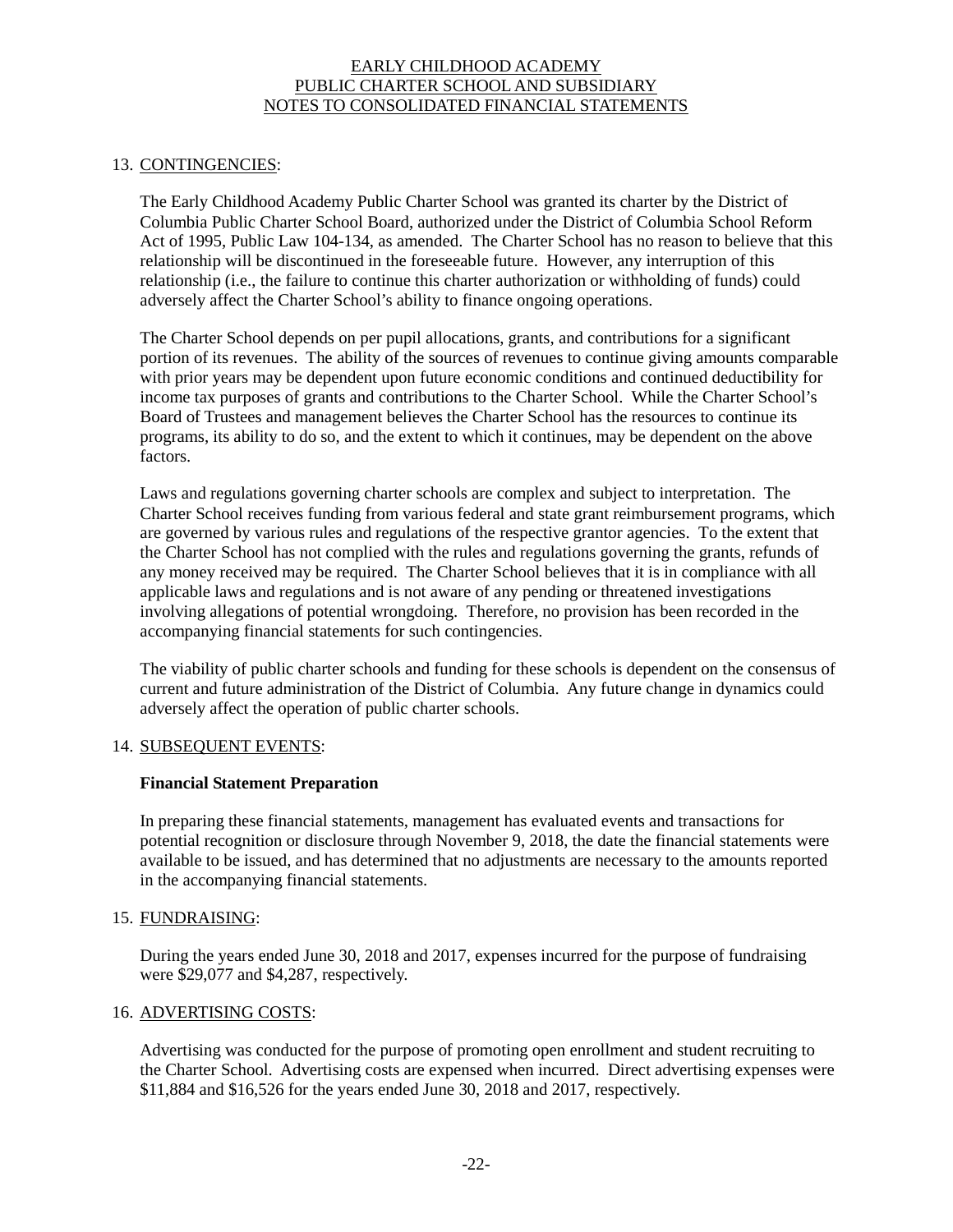## 13. CONTINGENCIES:

The Early Childhood Academy Public Charter School was granted its charter by the District of Columbia Public Charter School Board, authorized under the District of Columbia School Reform Act of 1995, Public Law 104-134, as amended. The Charter School has no reason to believe that this relationship will be discontinued in the foreseeable future. However, any interruption of this relationship (i.e., the failure to continue this charter authorization or withholding of funds) could adversely affect the Charter School's ability to finance ongoing operations.

The Charter School depends on per pupil allocations, grants, and contributions for a significant portion of its revenues. The ability of the sources of revenues to continue giving amounts comparable with prior years may be dependent upon future economic conditions and continued deductibility for income tax purposes of grants and contributions to the Charter School. While the Charter School's Board of Trustees and management believes the Charter School has the resources to continue its programs, its ability to do so, and the extent to which it continues, may be dependent on the above factors.

Laws and regulations governing charter schools are complex and subject to interpretation. The Charter School receives funding from various federal and state grant reimbursement programs, which are governed by various rules and regulations of the respective grantor agencies. To the extent that the Charter School has not complied with the rules and regulations governing the grants, refunds of any money received may be required. The Charter School believes that it is in compliance with all applicable laws and regulations and is not aware of any pending or threatened investigations involving allegations of potential wrongdoing. Therefore, no provision has been recorded in the accompanying financial statements for such contingencies.

The viability of public charter schools and funding for these schools is dependent on the consensus of current and future administration of the District of Columbia. Any future change in dynamics could adversely affect the operation of public charter schools.

## 14. SUBSEQUENT EVENTS:

**Financial Statement Preparation**

In preparing these financial statements, management has evaluated events and transactions for potential recognition or disclosure through November 9, 2018, the date the financial statements were available to be issued, and has determined that no adjustments are necessary to the amounts reported in the accompanying financial statements.

## 15. FUNDRAISING:

During the years ended June 30, 2018 and 2017, expenses incurred for the purpose of fundraising were $29,077 and $4,287, respectively.

## 16. ADVERTISING COSTS:

Advertising was conducted for the purpose of promoting open enrollment and student recruiting to the Charter School. Advertising costs are expensed when incurred. Direct advertising expenses were $11,884 and $16,526 for the years ended June 30, 2018 and 2017, respectively.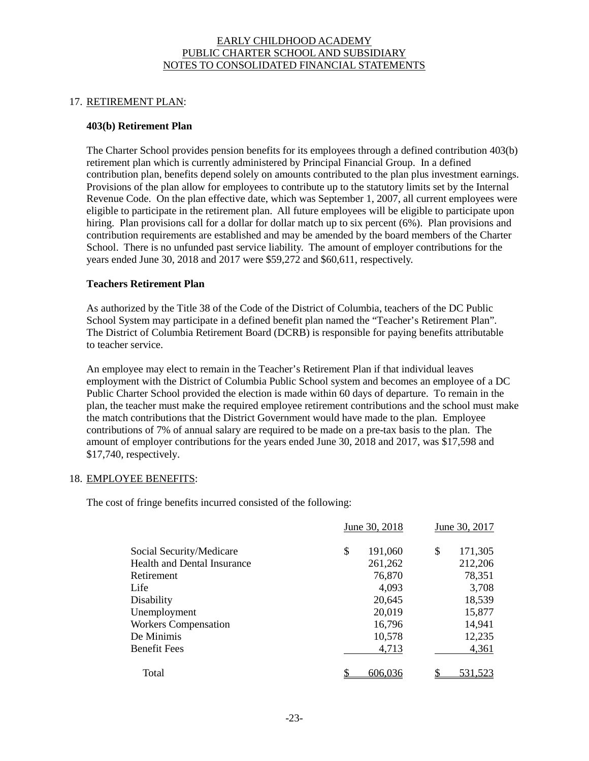EARLY CHILDHOOD ACADEMY
PUBLIC CHARTER SCHOOL AND SUBSIDIARY
NOTES TO CONSOLIDATED FINANCIAL STATEMENTS

## 17. RETIREMENT PLAN:

### 403(b) Retirement Plan

The Charter School provides pension benefits for its employees through a defined contribution 403(b) retirement plan which is currently administered by Principal Financial Group. In a defined contribution plan, benefits depend solely on amounts contributed to the plan plus investment earnings. Provisions of the plan allow for employees to contribute up to the statutory limits set by the Internal Revenue Code. On the plan effective date, which was September 1, 2007, all current employees were eligible to participate in the retirement plan. All future employees will be eligible to participate upon hiring. Plan provisions call for a dollar for dollar match up to six percent (6%). Plan provisions and contribution requirements are established and may be amended by the board members of the Charter School. There is no unfunded past service liability. The amount of employer contributions for the years ended June 30, 2018 and 2017 were $59,272 and $60,611, respectively.

### Teachers Retirement Plan

As authorized by the Title 38 of the Code of the District of Columbia, teachers of the DC Public School System may participate in a defined benefit plan named the "Teacher's Retirement Plan". The District of Columbia Retirement Board (DCRB) is responsible for paying benefits attributable to teacher service.

An employee may elect to remain in the Teacher's Retirement Plan if that individual leaves employment with the District of Columbia Public School system and becomes an employee of a DC Public Charter School provided the election is made within 60 days of departure. To remain in the plan, the teacher must make the required employee retirement contributions and the school must make the match contributions that the District Government would have made to the plan. Employee contributions of 7% of annual salary are required to be made on a pre-tax basis to the plan. The amount of employer contributions for the years ended June 30, 2018 and 2017, was $17,598 and $17,740, respectively.

## 18. EMPLOYEE BENEFITS:

The cost of fringe benefits incurred consisted of the following:

| | June 30, 2018 | June 30, 2017 |
|---|---|---|
| Social Security/Medicare | $ 191,060 | $ 171,305 |
| Health and Dental Insurance | 261,262 | 212,206 |
| Retirement | 76,870 | 78,351 |
| Life | 4,093 | 3,708 |
| Disability | 20,645 | 18,539 |
| Unemployment | 20,019 | 15,877 |
| Workers Compensation | 16,796 | 14,941 |
| De Minimis | 10,578 | 12,235 |
| Benefit Fees | 4,713 | 4,361 |
| Total | $ 606,036 | $ 531,523 |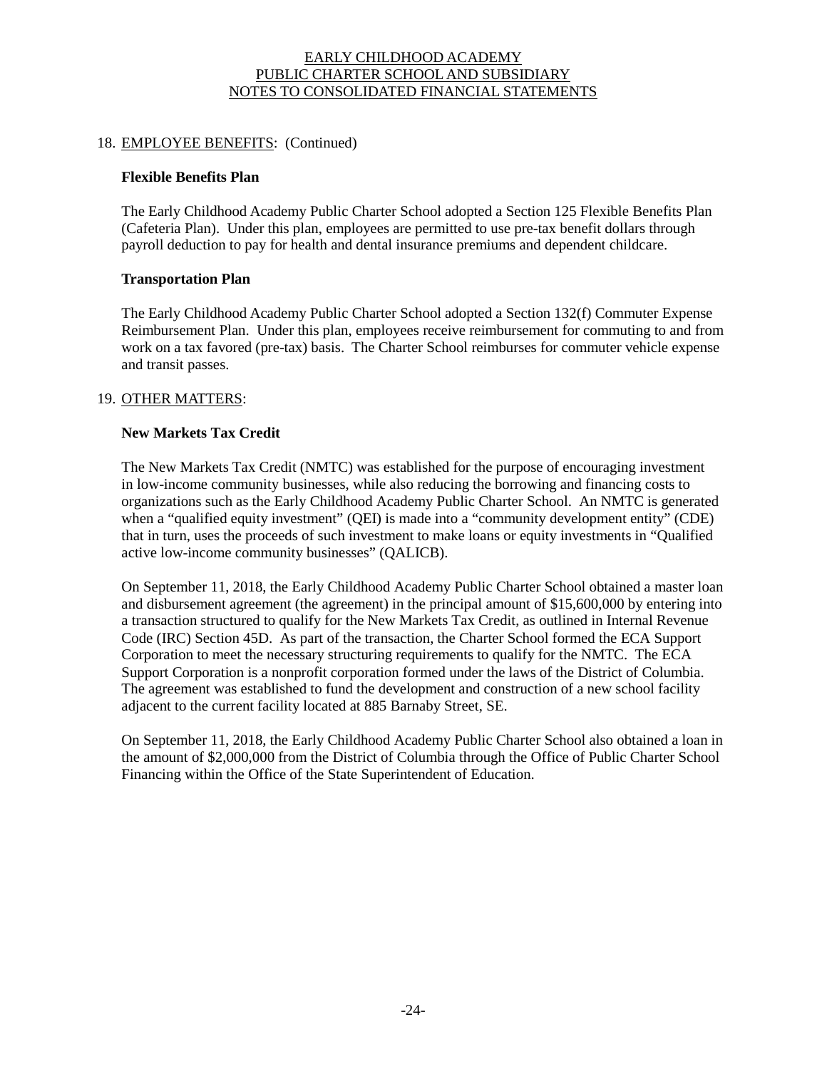## 18. EMPLOYEE BENEFITS: (Continued)

### Flexible Benefits Plan

The Early Childhood Academy Public Charter School adopted a Section 125 Flexible Benefits Plan (Cafeteria Plan). Under this plan, employees are permitted to use pre-tax benefit dollars through payroll deduction to pay for health and dental insurance premiums and dependent childcare.

### Transportation Plan

The Early Childhood Academy Public Charter School adopted a Section 132(f) Commuter Expense Reimbursement Plan. Under this plan, employees receive reimbursement for commuting to and from work on a tax favored (pre-tax) basis. The Charter School reimburses for commuter vehicle expense and transit passes.

## 19. OTHER MATTERS:

### New Markets Tax Credit

The New Markets Tax Credit (NMTC) was established for the purpose of encouraging investment in low-income community businesses, while also reducing the borrowing and financing costs to organizations such as the Early Childhood Academy Public Charter School. An NMTC is generated when a "qualified equity investment" (QEI) is made into a "community development entity" (CDE) that in turn, uses the proceeds of such investment to make loans or equity investments in "Qualified active low-income community businesses" (QALICB).

On September 11, 2018, the Early Childhood Academy Public Charter School obtained a master loan and disbursement agreement (the agreement) in the principal amount of $15,600,000 by entering into a transaction structured to qualify for the New Markets Tax Credit, as outlined in Internal Revenue Code (IRC) Section 45D. As part of the transaction, the Charter School formed the ECA Support Corporation to meet the necessary structuring requirements to qualify for the NMTC. The ECA Support Corporation is a nonprofit corporation formed under the laws of the District of Columbia. The agreement was established to fund the development and construction of a new school facility adjacent to the current facility located at 885 Barnaby Street, SE.

On September 11, 2018, the Early Childhood Academy Public Charter School also obtained a loan in the amount of $2,000,000 from the District of Columbia through the Office of Public Charter School Financing within the Office of the State Superintendent of Education.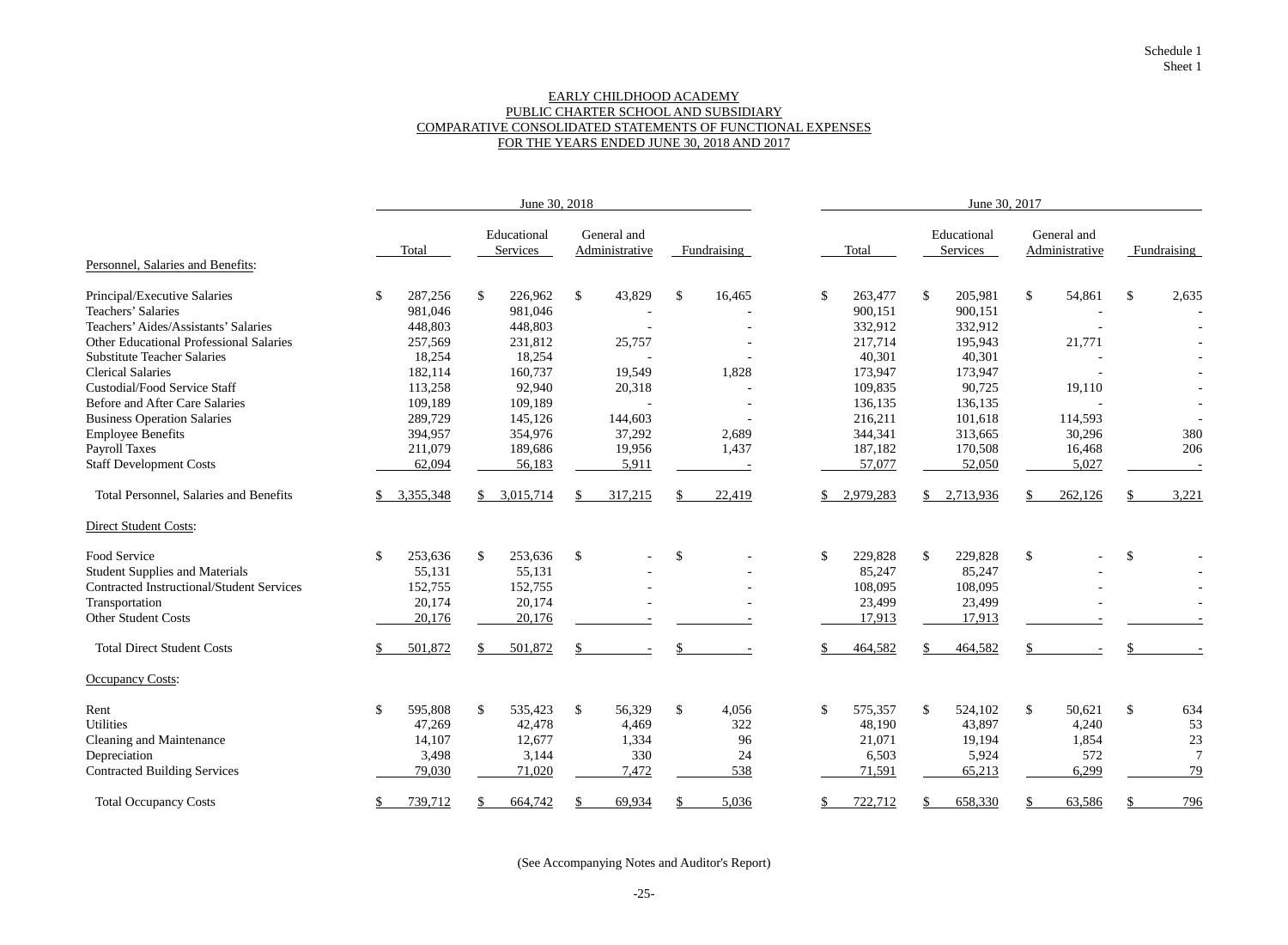Schedule 1
Sheet 1

# EARLY CHILDHOOD ACADEMY
## PUBLIC CHARTER SCHOOL AND SUBSIDIARY
## COMPARATIVE CONSOLIDATED STATEMENTS OF FUNCTIONAL EXPENSES
## FOR THE YEARS ENDED JUNE 30, 2018 AND 2017

| | June 30, 2018 | | | | June 30, 2017 | | | |
|---|---|---|---|---|---|---|---|---|
| | Total | Educational Services | General and Administrative | Fundraising | Total | Educational Services | General and Administrative | Fundraising |
| **Personnel, Salaries and Benefits:** | | | | | | | | |
| Principal/Executive Salaries | $ 287,256 | $ 226,962 | $ 43,829 | $ 16,465 | $ 263,477 | $ 205,981 | $ 54,861 | $ 2,635 |
| Teachers' Salaries | 981,046 | 981,046 | - | - | 900,151 | 900,151 | - | - |
| Teachers' Aides/Assistants' Salaries | 448,803 | 448,803 | - | - | 332,912 | 332,912 | - | - |
| Other Educational Professional Salaries | 257,569 | 231,812 | 25,757 | - | 217,714 | 195,943 | 21,771 | - |
| Substitute Teacher Salaries | 18,254 | 18,254 | - | - | 40,301 | 40,301 | - | - |
| Clerical Salaries | 182,114 | 160,737 | 19,549 | 1,828 | 173,947 | 173,947 | - | - |
| Custodial/Food Service Staff | 113,258 | 92,940 | 20,318 | - | 109,835 | 90,725 | 19,110 | - |
| Before and After Care Salaries | 109,189 | 109,189 | - | - | 136,135 | 136,135 | - | - |
| Business Operation Salaries | 289,729 | 145,126 | 144,603 | - | 216,211 | 101,618 | 114,593 | - |
| Employee Benefits | 394,957 | 354,976 | 37,292 | 2,689 | 344,341 | 313,665 | 30,296 | 380 |
| Payroll Taxes | 211,079 | 189,686 | 19,956 | 1,437 | 187,182 | 170,508 | 16,468 | 206 |
| Staff Development Costs | 62,094 | 56,183 | 5,911 | - | 57,077 | 52,050 | 5,027 | - |
| Total Personnel, Salaries and Benefits | $ 3,355,348 | $ 3,015,714 | $ 317,215 | $ 22,419 | $ 2,979,283 | $ 2,713,936 | $ 262,126 | $ 3,221 |
| **Direct Student Costs:** | | | | | | | | |
| Food Service | $ 253,636 | $ 253,636 | $ - | $ - | $ 229,828 | $ 229,828 | $ - | $ - |
| Student Supplies and Materials | 55,131 | 55,131 | - | - | 85,247 | 85,247 | - | - |
| Contracted Instructional/Student Services | 152,755 | 152,755 | - | - | 108,095 | 108,095 | - | - |
| Transportation | 20,174 | 20,174 | - | - | 23,499 | 23,499 | - | - |
| Other Student Costs | 20,176 | 20,176 | - | - | 17,913 | 17,913 | - | - |
| Total Direct Student Costs | $ 501,872 | $ 501,872 | $ - | $ - | $ 464,582 | $ 464,582 | $ - | $ - |
| **Occupancy Costs:** | | | | | | | | |
| Rent | $ 595,808 | $ 535,423 | $ 56,329 | $ 4,056 | $ 575,357 | $ 524,102 | $ 50,621 | $ 634 |
| Utilities | 47,269 | 42,478 | 4,469 | 322 | 48,190 | 43,897 | 4,240 | 53 |
| Cleaning and Maintenance | 14,107 | 12,677 | 1,334 | 96 | 21,071 | 19,194 | 1,854 | 23 |
| Depreciation | 3,498 | 3,144 | 330 | 24 | 6,503 | 5,924 | 572 | 7 |
| Contracted Building Services | 79,030 | 71,020 | 7,472 | 538 | 71,591 | 65,213 | 6,299 | 79 |
| Total Occupancy Costs | $ 739,712 | $ 664,742 | $ 69,934 | $ 5,036 | $ 722,712 | $ 658,330 | $ 63,586 | $ 796 |

(See Accompanying Notes and Auditor's Report)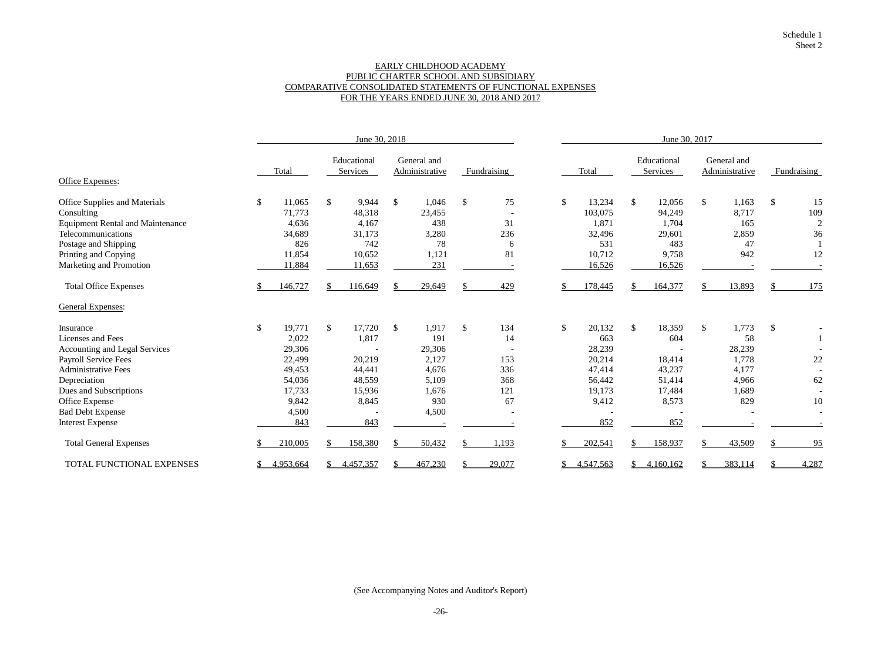Schedule 1
Sheet 2

# EARLY CHILDHOOD ACADEMY
## PUBLIC CHARTER SCHOOL AND SUBSIDIARY
## COMPARATIVE CONSOLIDATED STATEMENTS OF FUNCTIONAL EXPENSES
## FOR THE YEARS ENDED JUNE 30, 2018 AND 2017

| | June 30, 2018 | | | | June 30, 2017 | | | |
|---|---|---|---|---|---|---|---|---|
| | Total | Educational Services | General and Administrative | Fundraising | Total | Educational Services | General and Administrative | Fundraising |
| Office Expenses: | | | | | | | | |
| Office Supplies and Materials | $ 11,065 | $ 9,944 | $ 1,046 | $ 75 | $ 13,234 | $ 12,056 | $ 1,163 | $ 15 |
| Consulting | 71,773 | 48,318 | 23,455 | - | 103,075 | 94,249 | 8,717 | 109 |
| Equipment Rental and Maintenance | 4,636 | 4,167 | 438 | 31 | 1,871 | 1,704 | 165 | 2 |
| Telecommunications | 34,689 | 31,173 | 3,280 | 236 | 32,496 | 29,601 | 2,859 | 36 |
| Postage and Shipping | 826 | 742 | 78 | 6 | 531 | 483 | 47 | 1 |
| Printing and Copying | 11,854 | 10,652 | 1,121 | 81 | 10,712 | 9,758 | 942 | 12 |
| Marketing and Promotion | 11,884 | 11,653 | 231 | - | 16,526 | 16,526 | - | - |
| Total Office Expenses | $ 146,727 | $ 116,649 | $ 29,649 | $ 429 | $ 178,445 | $ 164,377 | $ 13,893 | $ 175 |
| General Expenses: | | | | | | | | |
| Insurance | $ 19,771 | $ 17,720 | $ 1,917 | $ 134 | $ 20,132 | $ 18,359 | $ 1,773 | $ - |
| Licenses and Fees | 2,022 | 1,817 | 191 | 14 | 663 | 604 | 58 | 1 |
| Accounting and Legal Services | 29,306 | - | 29,306 | - | 28,239 | - | 28,239 | - |
| Payroll Service Fees | 22,499 | 20,219 | 2,127 | 153 | 20,214 | 18,414 | 1,778 | 22 |
| Administrative Fees | 49,453 | 44,441 | 4,676 | 336 | 47,414 | 43,237 | 4,177 | - |
| Depreciation | 54,036 | 48,559 | 5,109 | 368 | 56,442 | 51,414 | 4,966 | 62 |
| Dues and Subscriptions | 17,733 | 15,936 | 1,676 | 121 | 19,173 | 17,484 | 1,689 | - |
| Office Expense | 9,842 | 8,845 | 930 | 67 | 9,412 | 8,573 | 829 | 10 |
| Bad Debt Expense | 4,500 | - | 4,500 | - | - | - | - | - |
| Interest Expense | 843 | 843 | - | - | 852 | 852 | - | - |
| Total General Expenses | $ 210,005 | $ 158,380 | $ 50,432 | $ 1,193 | $ 202,541 | $ 158,937 | $ 43,509 | $ 95 |
| TOTAL FUNCTIONAL EXPENSES | $ 4,953,664 | $ 4,457,357 | $ 467,230 | $ 29,077 | $ 4,547,563 | $ 4,160,162 | $ 383,114 | $ 4,287 |

(See Accompanying Notes and Auditor's Report)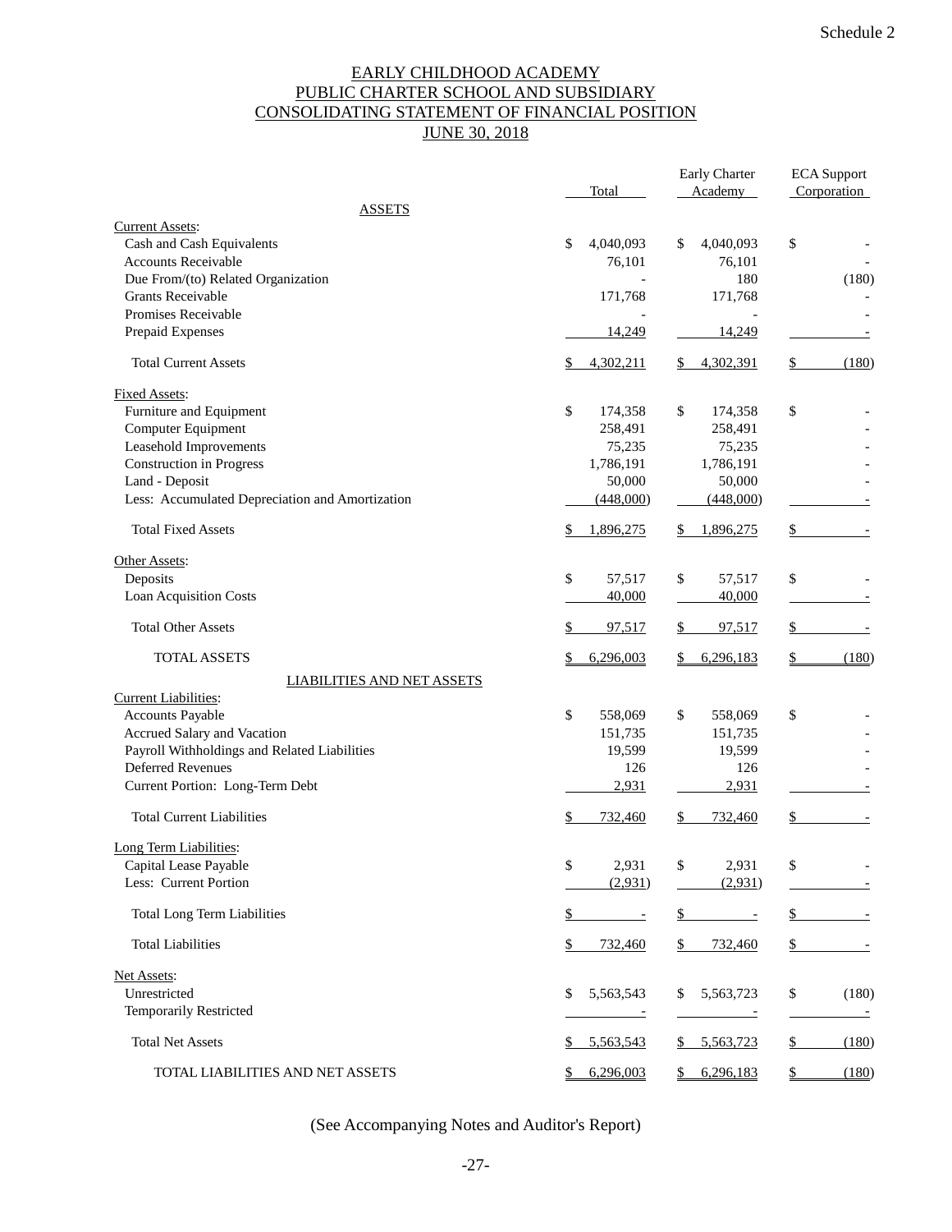Schedule 2

# EARLY CHILDHOOD ACADEMY
## PUBLIC CHARTER SCHOOL AND SUBSIDIARY
## CONSOLIDATING STATEMENT OF FINANCIAL POSITION
## JUNE 30, 2018

| | Total | Early Charter Academy | ECA Support Corporation |
|---|---|---|---|
| **ASSETS** | | | |
| Current Assets: | | | |
| Cash and Cash Equivalents | $ 4,040,093 | $ 4,040,093 | $ - |
| Accounts Receivable | 76,101 | 76,101 | - |
| Due From/(to) Related Organization | - | 180 | (180) |
| Grants Receivable | 171,768 | 171,768 | - |
| Promises Receivable | - | - | - |
| Prepaid Expenses | 14,249 | 14,249 | - |
| Total Current Assets | $ 4,302,211 | $ 4,302,391 | $ (180) |
| Fixed Assets: | | | |
| Furniture and Equipment | $ 174,358 | $ 174,358 | $ - |
| Computer Equipment | 258,491 | 258,491 | - |
| Leasehold Improvements | 75,235 | 75,235 | - |
| Construction in Progress | 1,786,191 | 1,786,191 | - |
| Land - Deposit | 50,000 | 50,000 | - |
| Less: Accumulated Depreciation and Amortization | (448,000) | (448,000) | - |
| Total Fixed Assets | $ 1,896,275 | $ 1,896,275 | $ - |
| Other Assets: | | | |
| Deposits | $ 57,517 | $ 57,517 | $ - |
| Loan Acquisition Costs | 40,000 | 40,000 | - |
| Total Other Assets | $ 97,517 | $ 97,517 | $ - |
| TOTAL ASSETS | $ 6,296,003 | $ 6,296,183 | $ (180) |
| **LIABILITIES AND NET ASSETS** | | | |
| Current Liabilities: | | | |
| Accounts Payable | $ 558,069 | $ 558,069 | $ - |
| Accrued Salary and Vacation | 151,735 | 151,735 | - |
| Payroll Withholdings and Related Liabilities | 19,599 | 19,599 | - |
| Deferred Revenues | 126 | 126 | - |
| Current Portion: Long-Term Debt | 2,931 | 2,931 | - |
| Total Current Liabilities | $ 732,460 | $ 732,460 | $ - |
| Long Term Liabilities: | | | |
| Capital Lease Payable | $ 2,931 | $ 2,931 | $ - |
| Less: Current Portion | (2,931) | (2,931) | - |
| Total Long Term Liabilities | $ - | $ - | $ - |
| Total Liabilities | $ 732,460 | $ 732,460 | $ - |
| Net Assets: | | | |
| Unrestricted | $ 5,563,543 | $ 5,563,723 | $ (180) |
| Temporarily Restricted | - | - | - |
| Total Net Assets | $ 5,563,543 | $ 5,563,723 | $ (180) |
| TOTAL LIABILITIES AND NET ASSETS | $ 6,296,003 | $ 6,296,183 | $ (180) |

(See Accompanying Notes and Auditor's Report)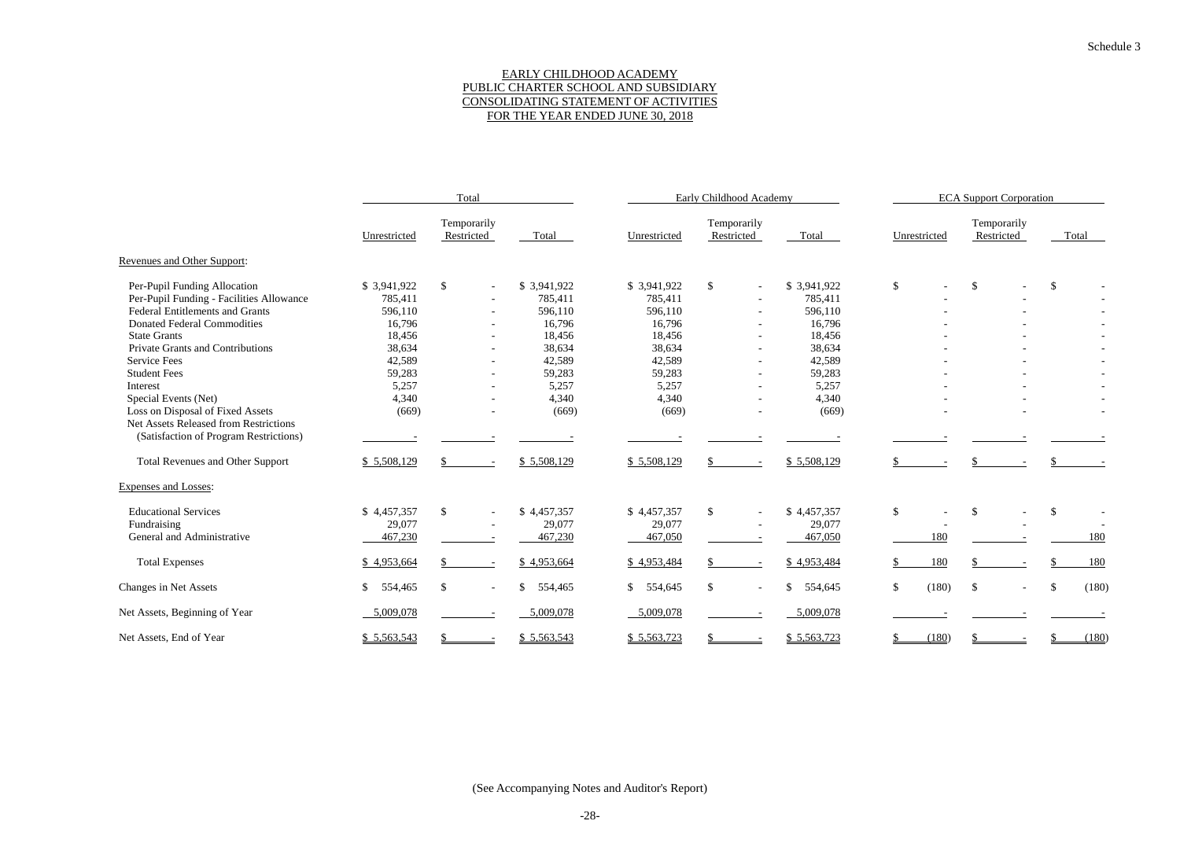Schedule 3

# EARLY CHILDHOOD ACADEMY
## PUBLIC CHARTER SCHOOL AND SUBSIDIARY
## CONSOLIDATING STATEMENT OF ACTIVITIES
## FOR THE YEAR ENDED JUNE 30, 2018

| | Total | | | Early Childhood Academy | | | ECA Support Corporation | | |
|---|---|---|---|---|---|---|---|---|---|
| | Unrestricted | Temporarily Restricted | Total | Unrestricted | Temporarily Restricted | Total | Unrestricted | Temporarily Restricted | Total |
| Revenues and Other Support: | | | | | | | | | |
| Per-Pupil Funding Allocation | $ 3,941,922 | $ - | $ 3,941,922 | $ 3,941,922 | $ - | $ 3,941,922 | $ - | $ - | $ - |
| Per-Pupil Funding - Facilities Allowance | 785,411 | - | 785,411 | 785,411 | - | 785,411 | - | - | - |
| Federal Entitlements and Grants | 596,110 | - | 596,110 | 596,110 | - | 596,110 | - | - | - |
| Donated Federal Commodities | 16,796 | - | 16,796 | 16,796 | - | 16,796 | - | - | - |
| State Grants | 18,456 | - | 18,456 | 18,456 | - | 18,456 | - | - | - |
| Private Grants and Contributions | 38,634 | - | 38,634 | 38,634 | - | 38,634 | - | - | - |
| Service Fees | 42,589 | - | 42,589 | 42,589 | - | 42,589 | - | - | - |
| Student Fees | 59,283 | - | 59,283 | 59,283 | - | 59,283 | - | - | - |
| Interest | 5,257 | - | 5,257 | 5,257 | - | 5,257 | - | - | - |
| Special Events (Net) | 4,340 | - | 4,340 | 4,340 | - | 4,340 | - | - | - |
| Loss on Disposal of Fixed Assets | (669) | - | (669) | (669) | - | (669) | - | - | - |
| Net Assets Released from Restrictions (Satisfaction of Program Restrictions) | - | - | - | - | - | - | - | - | - |
| Total Revenues and Other Support | $ 5,508,129 | $ - | $ 5,508,129 | $ 5,508,129 | $ - | $ 5,508,129 | $ - | $ - | $ - |
| Expenses and Losses: | | | | | | | | | |
| Educational Services | $ 4,457,357 | $ - | $ 4,457,357 | $ 4,457,357 | $ - | $ 4,457,357 | $ - | $ - | $ - |
| Fundraising | 29,077 | - | 29,077 | 29,077 | - | 29,077 | - | - | - |
| General and Administrative | 467,230 | - | 467,230 | 467,050 | - | 467,050 | 180 | - | 180 |
| Total Expenses | $ 4,953,664 | $ - | $ 4,953,664 | $ 4,953,484 | $ - | $ 4,953,484 | $ 180 | $ - | $ 180 |
| Changes in Net Assets | $ 554,465 | $ - | $ 554,465 | $ 554,645 | $ - | $ 554,645 | $ (180) | $ - | $ (180) |
| Net Assets, Beginning of Year | 5,009,078 | - | 5,009,078 | 5,009,078 | - | 5,009,078 | - | - | - |
| Net Assets, End of Year | $ 5,563,543 | $ - | $ 5,563,543 | $ 5,563,723 | $ - | $ 5,563,723 | $ (180) | $ - | $ (180) |

(See Accompanying Notes and Auditor's Report)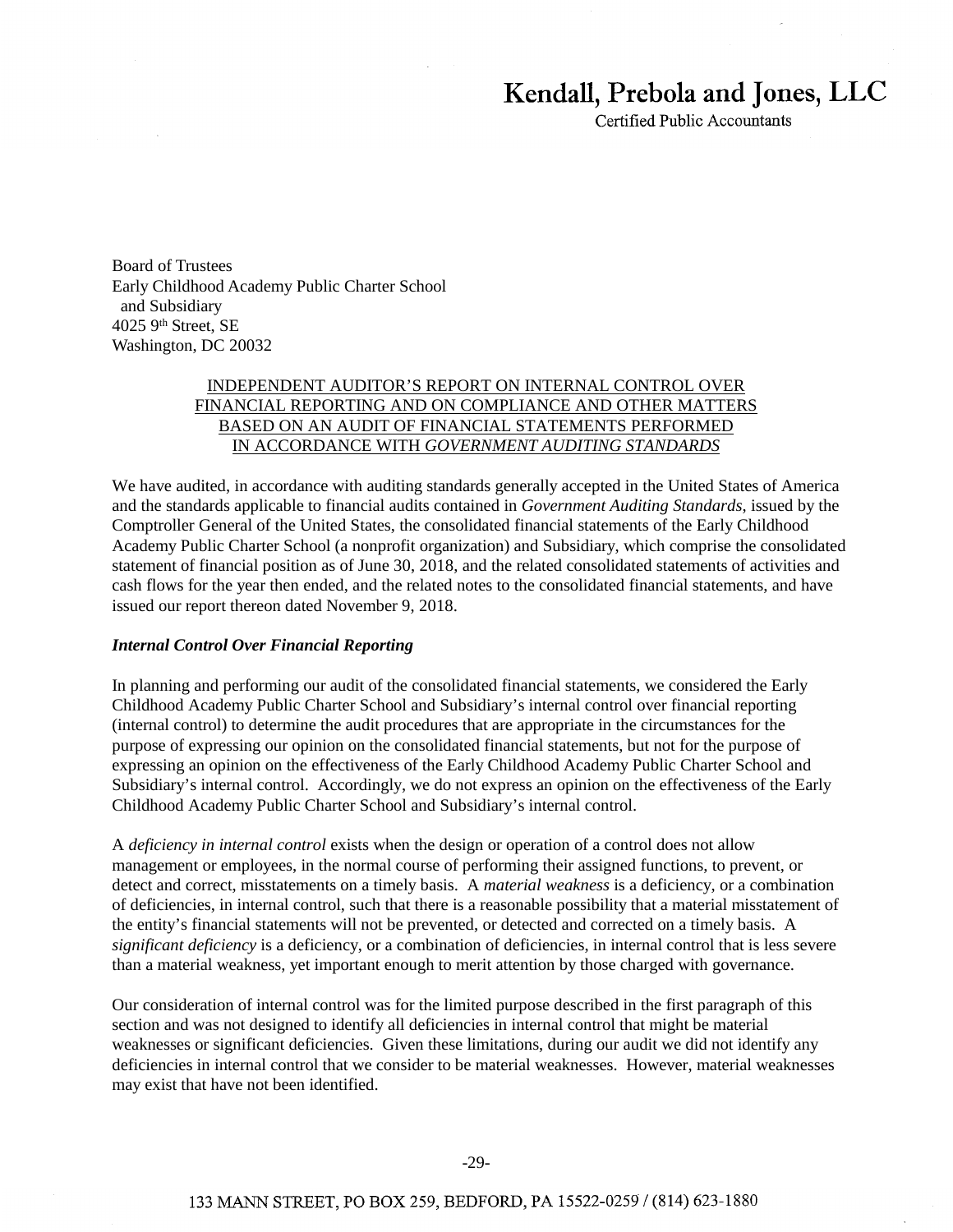Kendall, Prebola and Jones, LLC

Certified Public Accountants

Board of Trustees
Early Childhood Academy Public Charter School
and Subsidiary
4025 9th Street, SE
Washington, DC 20032

## INDEPENDENT AUDITOR'S REPORT ON INTERNAL CONTROL OVER FINANCIAL REPORTING AND ON COMPLIANCE AND OTHER MATTERS BASED ON AN AUDIT OF FINANCIAL STATEMENTS PERFORMED IN ACCORDANCE WITH *GOVERNMENT AUDITING STANDARDS*

We have audited, in accordance with auditing standards generally accepted in the United States of America and the standards applicable to financial audits contained in *Government Auditing Standards*, issued by the Comptroller General of the United States, the consolidated financial statements of the Early Childhood Academy Public Charter School (a nonprofit organization) and Subsidiary, which comprise the consolidated statement of financial position as of June 30, 2018, and the related consolidated statements of activities and cash flows for the year then ended, and the related notes to the consolidated financial statements, and have issued our report thereon dated November 9, 2018.

***Internal Control Over Financial Reporting***

In planning and performing our audit of the consolidated financial statements, we considered the Early Childhood Academy Public Charter School and Subsidiary's internal control over financial reporting (internal control) to determine the audit procedures that are appropriate in the circumstances for the purpose of expressing our opinion on the consolidated financial statements, but not for the purpose of expressing an opinion on the effectiveness of the Early Childhood Academy Public Charter School and Subsidiary's internal control. Accordingly, we do not express an opinion on the effectiveness of the Early Childhood Academy Public Charter School and Subsidiary's internal control.

A *deficiency in internal control* exists when the design or operation of a control does not allow management or employees, in the normal course of performing their assigned functions, to prevent, or detect and correct, misstatements on a timely basis. A *material weakness* is a deficiency, or a combination of deficiencies, in internal control, such that there is a reasonable possibility that a material misstatement of the entity's financial statements will not be prevented, or detected and corrected on a timely basis. A *significant deficiency* is a deficiency, or a combination of deficiencies, in internal control that is less severe than a material weakness, yet important enough to merit attention by those charged with governance.

Our consideration of internal control was for the limited purpose described in the first paragraph of this section and was not designed to identify all deficiencies in internal control that might be material weaknesses or significant deficiencies. Given these limitations, during our audit we did not identify any deficiencies in internal control that we consider to be material weaknesses. However, material weaknesses may exist that have not been identified.

133 MANN STREET, PO BOX 259, BEDFORD, PA 15522-0259 / (814) 623-1880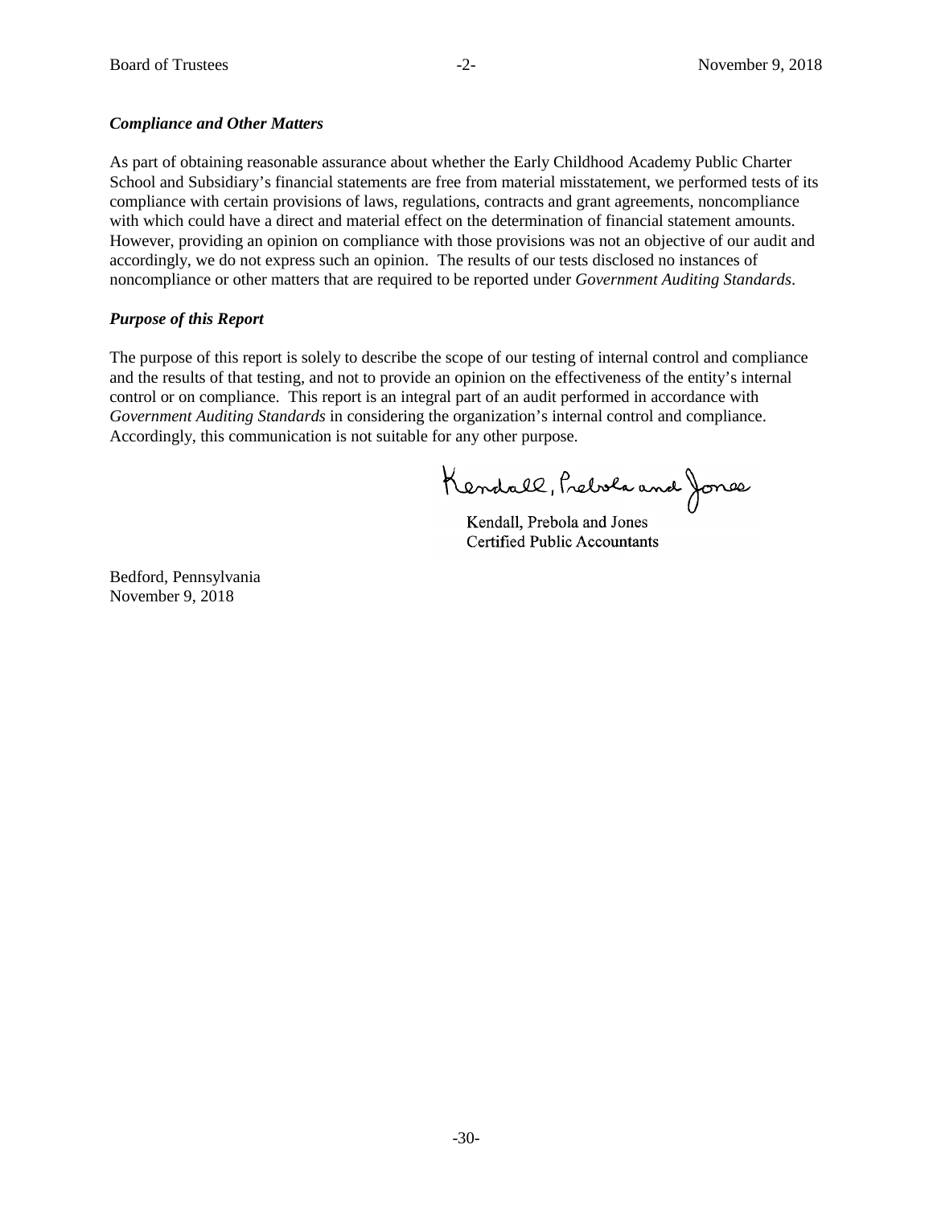***Compliance and Other Matters***

As part of obtaining reasonable assurance about whether the Early Childhood Academy Public Charter School and Subsidiary's financial statements are free from material misstatement, we performed tests of its compliance with certain provisions of laws, regulations, contracts and grant agreements, noncompliance with which could have a direct and material effect on the determination of financial statement amounts. However, providing an opinion on compliance with those provisions was not an objective of our audit and accordingly, we do not express such an opinion. The results of our tests disclosed no instances of noncompliance or other matters that are required to be reported under *Government Auditing Standards*.

***Purpose of this Report***

The purpose of this report is solely to describe the scope of our testing of internal control and compliance and the results of that testing, and not to provide an opinion on the effectiveness of the entity's internal control or on compliance. This report is an integral part of an audit performed in accordance with *Government Auditing Standards* in considering the organization's internal control and compliance. Accordingly, this communication is not suitable for any other purpose.

Kendall, Prebola and Jones

Kendall, Prebola and Jones
Certified Public Accountants

Bedford, Pennsylvania
November 9, 2018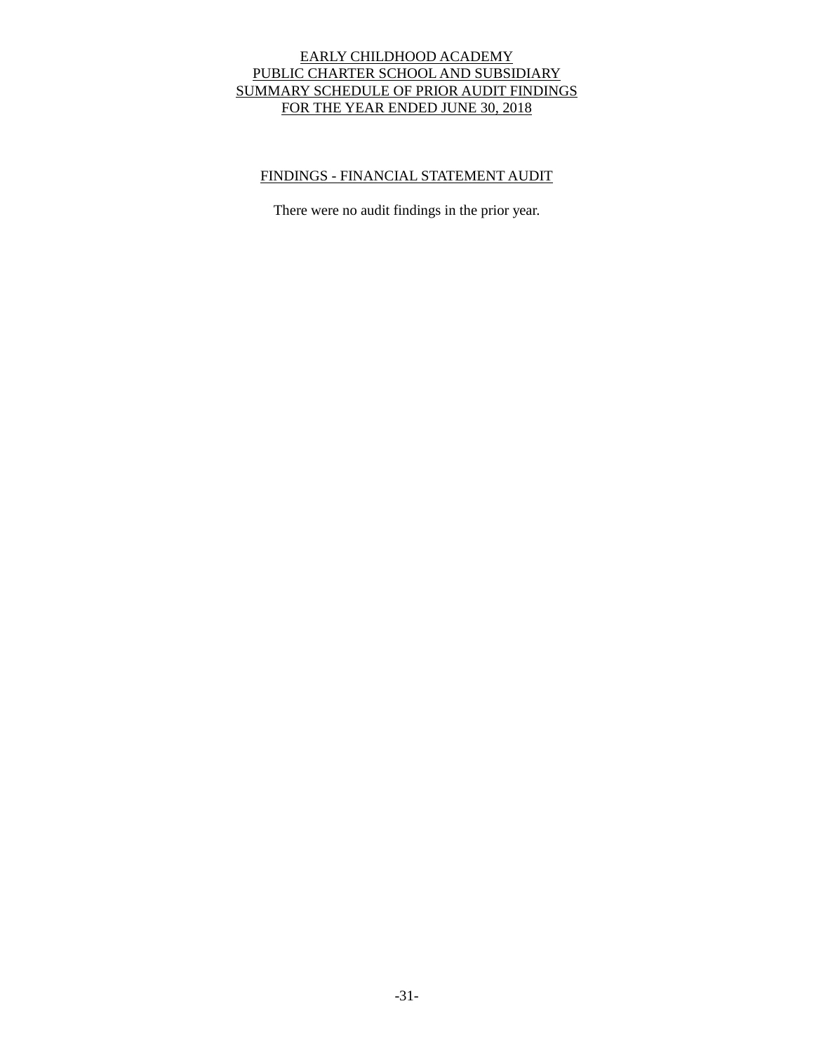# EARLY CHILDHOOD ACADEMY
# PUBLIC CHARTER SCHOOL AND SUBSIDIARY
# SUMMARY SCHEDULE OF PRIOR AUDIT FINDINGS
# FOR THE YEAR ENDED JUNE 30, 2018

## FINDINGS - FINANCIAL STATEMENT AUDIT

There were no audit findings in the prior year.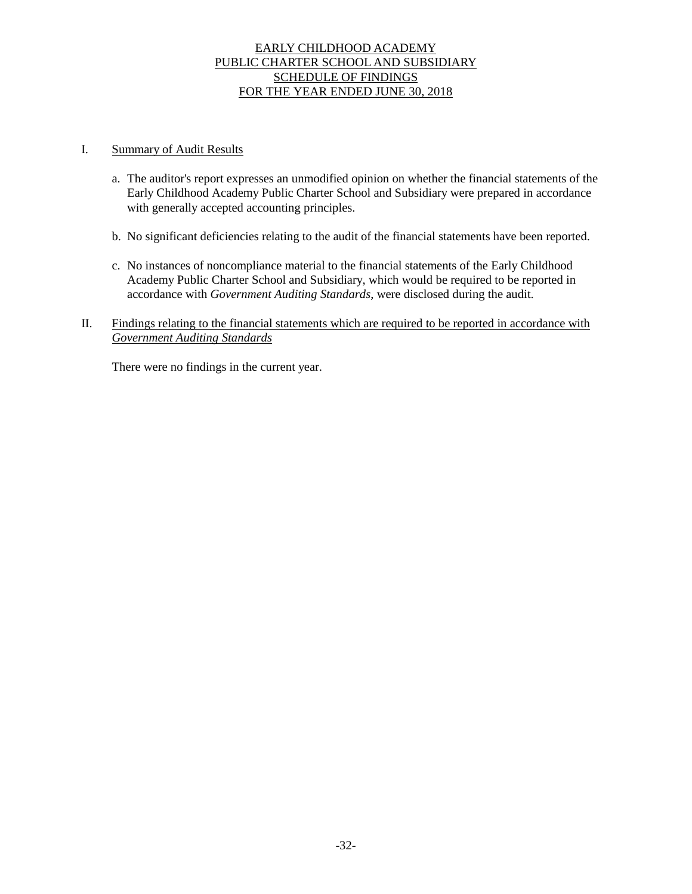# EARLY CHILDHOOD ACADEMY
# PUBLIC CHARTER SCHOOL AND SUBSIDIARY
# SCHEDULE OF FINDINGS
# FOR THE YEAR ENDED JUNE 30, 2018

## I. Summary of Audit Results

a. The auditor's report expresses an unmodified opinion on whether the financial statements of the Early Childhood Academy Public Charter School and Subsidiary were prepared in accordance with generally accepted accounting principles.

b. No significant deficiencies relating to the audit of the financial statements have been reported.

c. No instances of noncompliance material to the financial statements of the Early Childhood Academy Public Charter School and Subsidiary, which would be required to be reported in accordance with *Government Auditing Standards*, were disclosed during the audit.

## II. Findings relating to the financial statements which are required to be reported in accordance with *Government Auditing Standards*

There were no findings in the current year.